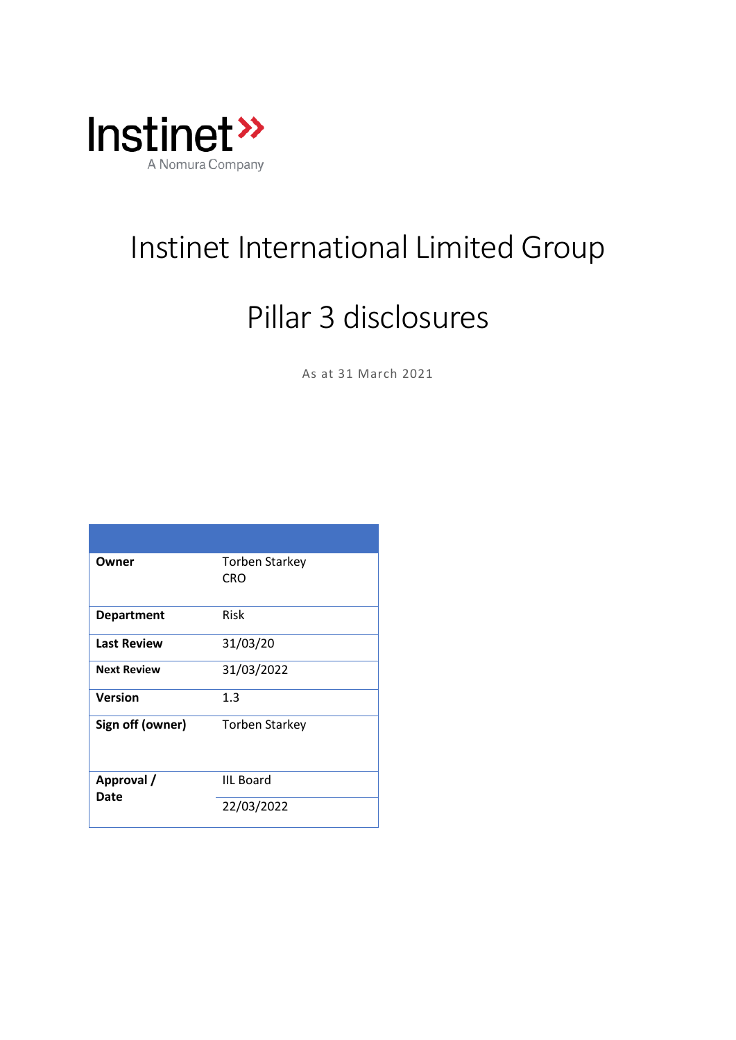Instinet
A Nomura Company

# Instinet International Limited Group

# Pillar 3 disclosures

As at 31 March 2021

| | |
|---|---|
| **Owner** | Torben Starkey<br>CRO |
| **Department** | Risk |
| **Last Review** | 31/03/20 |
| **Next Review** | 31/03/2022 |
| **Version** | 1.3 |
| **Sign off (owner)** | Torben Starkey |
| **Approval / Date** | IIL Board<br>22/03/2022 |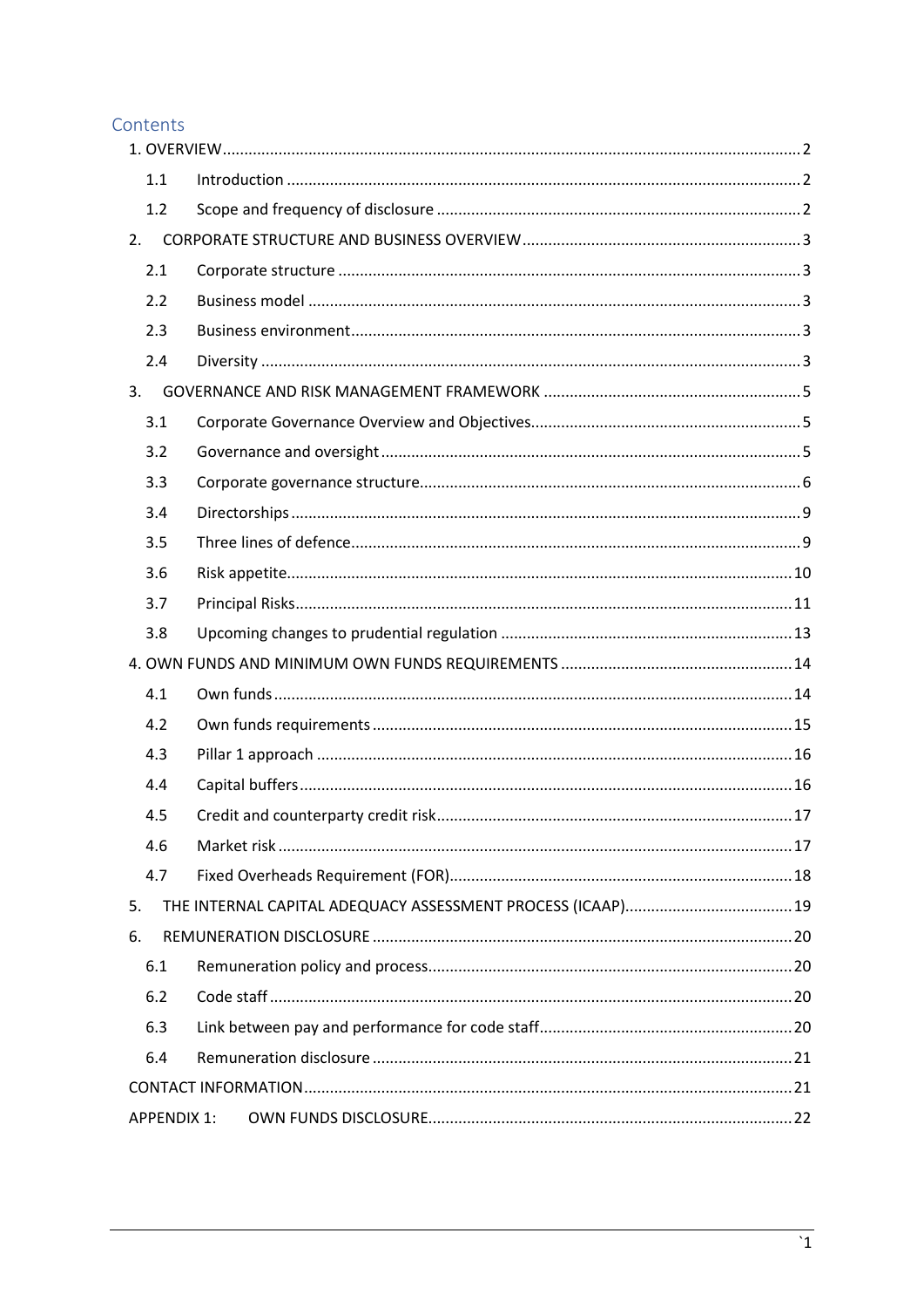## Contents

1. OVERVIEW ..... 2
   - 1.1 Introduction ..... 2
   - 1.2 Scope and frequency of disclosure ..... 2
2. CORPORATE STRUCTURE AND BUSINESS OVERVIEW ..... 3
   - 2.1 Corporate structure ..... 3
   - 2.2 Business model ..... 3
   - 2.3 Business environment ..... 3
   - 2.4 Diversity ..... 3
3. GOVERNANCE AND RISK MANAGEMENT FRAMEWORK ..... 5
   - 3.1 Corporate Governance Overview and Objectives ..... 5
   - 3.2 Governance and oversight ..... 5
   - 3.3 Corporate governance structure ..... 6
   - 3.4 Directorships ..... 9
   - 3.5 Three lines of defence ..... 9
   - 3.6 Risk appetite ..... 10
   - 3.7 Principal Risks ..... 11
   - 3.8 Upcoming changes to prudential regulation ..... 13
4. OWN FUNDS AND MINIMUM OWN FUNDS REQUIREMENTS ..... 14
   - 4.1 Own funds ..... 14
   - 4.2 Own funds requirements ..... 15
   - 4.3 Pillar 1 approach ..... 16
   - 4.4 Capital buffers ..... 16
   - 4.5 Credit and counterparty credit risk ..... 17
   - 4.6 Market risk ..... 17
   - 4.7 Fixed Overheads Requirement (FOR) ..... 18
5. THE INTERNAL CAPITAL ADEQUACY ASSESSMENT PROCESS (ICAAP) ..... 19
6. REMUNERATION DISCLOSURE ..... 20
   - 6.1 Remuneration policy and process ..... 20
   - 6.2 Code staff ..... 20
   - 6.3 Link between pay and performance for code staff ..... 20
   - 6.4 Remuneration disclosure ..... 21

CONTACT INFORMATION ..... 21

APPENDIX 1: OWN FUNDS DISCLOSURE ..... 22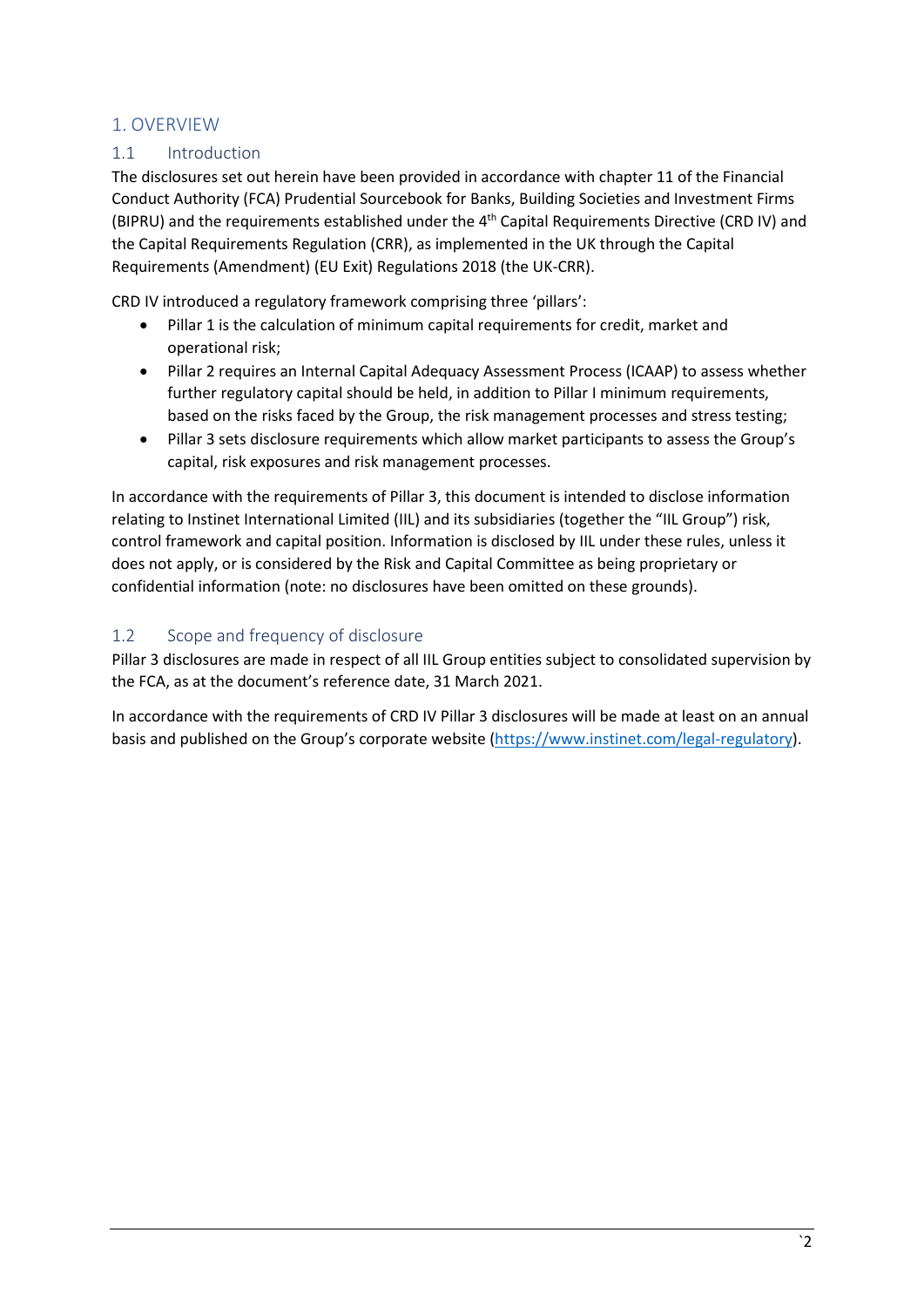# 1. OVERVIEW

## 1.1 Introduction

The disclosures set out herein have been provided in accordance with chapter 11 of the Financial Conduct Authority (FCA) Prudential Sourcebook for Banks, Building Societies and Investment Firms (BIPRU) and the requirements established under the 4th Capital Requirements Directive (CRD IV) and the Capital Requirements Regulation (CRR), as implemented in the UK through the Capital Requirements (Amendment) (EU Exit) Regulations 2018 (the UK-CRR).

CRD IV introduced a regulatory framework comprising three 'pillars':

- Pillar 1 is the calculation of minimum capital requirements for credit, market and operational risk;
- Pillar 2 requires an Internal Capital Adequacy Assessment Process (ICAAP) to assess whether further regulatory capital should be held, in addition to Pillar I minimum requirements, based on the risks faced by the Group, the risk management processes and stress testing;
- Pillar 3 sets disclosure requirements which allow market participants to assess the Group's capital, risk exposures and risk management processes.

In accordance with the requirements of Pillar 3, this document is intended to disclose information relating to Instinet International Limited (IIL) and its subsidiaries (together the "IIL Group") risk, control framework and capital position. Information is disclosed by IIL under these rules, unless it does not apply, or is considered by the Risk and Capital Committee as being proprietary or confidential information (note: no disclosures have been omitted on these grounds).

## 1.2 Scope and frequency of disclosure

Pillar 3 disclosures are made in respect of all IIL Group entities subject to consolidated supervision by the FCA, as at the document's reference date, 31 March 2021.

In accordance with the requirements of CRD IV Pillar 3 disclosures will be made at least on an annual basis and published on the Group's corporate website (https://www.instinet.com/legal-regulatory).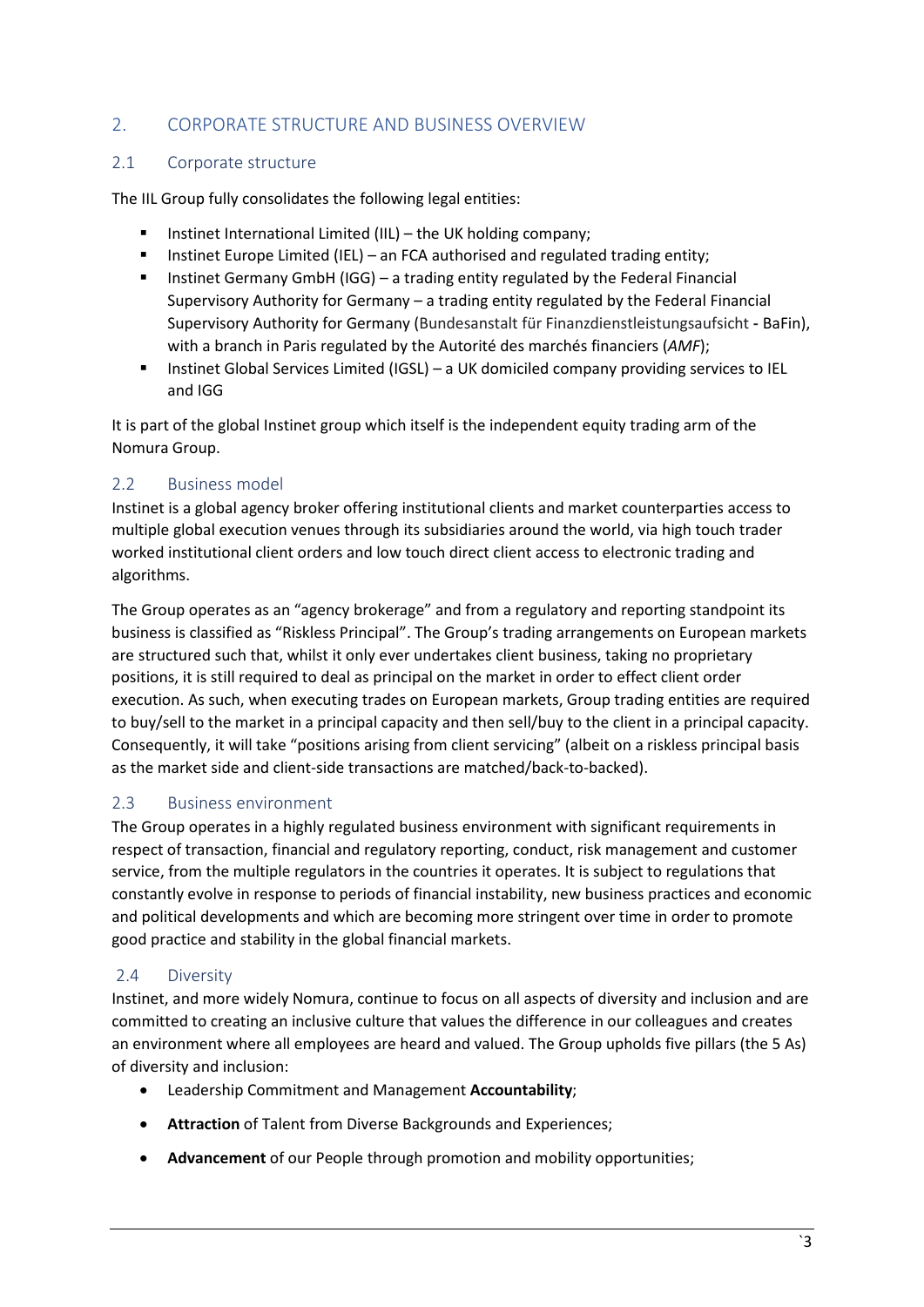## 2. CORPORATE STRUCTURE AND BUSINESS OVERVIEW

### 2.1 Corporate structure

The IIL Group fully consolidates the following legal entities:

- Instinet International Limited (IIL) – the UK holding company;
- Instinet Europe Limited (IEL) – an FCA authorised and regulated trading entity;
- Instinet Germany GmbH (IGG) – a trading entity regulated by the Federal Financial Supervisory Authority for Germany – a trading entity regulated by the Federal Financial Supervisory Authority for Germany (Bundesanstalt für Finanzdienstleistungsaufsicht - BaFin), with a branch in Paris regulated by the Autorité des marchés financiers (*AMF*);
- Instinet Global Services Limited (IGSL) – a UK domiciled company providing services to IEL and IGG

It is part of the global Instinet group which itself is the independent equity trading arm of the Nomura Group.

### 2.2 Business model

Instinet is a global agency broker offering institutional clients and market counterparties access to multiple global execution venues through its subsidiaries around the world, via high touch trader worked institutional client orders and low touch direct client access to electronic trading and algorithms.

The Group operates as an "agency brokerage" and from a regulatory and reporting standpoint its business is classified as "Riskless Principal". The Group's trading arrangements on European markets are structured such that, whilst it only ever undertakes client business, taking no proprietary positions, it is still required to deal as principal on the market in order to effect client order execution. As such, when executing trades on European markets, Group trading entities are required to buy/sell to the market in a principal capacity and then sell/buy to the client in a principal capacity. Consequently, it will take "positions arising from client servicing" (albeit on a riskless principal basis as the market side and client-side transactions are matched/back-to-backed).

### 2.3 Business environment

The Group operates in a highly regulated business environment with significant requirements in respect of transaction, financial and regulatory reporting, conduct, risk management and customer service, from the multiple regulators in the countries it operates. It is subject to regulations that constantly evolve in response to periods of financial instability, new business practices and economic and political developments and which are becoming more stringent over time in order to promote good practice and stability in the global financial markets.

### 2.4 Diversity

Instinet, and more widely Nomura, continue to focus on all aspects of diversity and inclusion and are committed to creating an inclusive culture that values the difference in our colleagues and creates an environment where all employees are heard and valued. The Group upholds five pillars (the 5 As) of diversity and inclusion:

- Leadership Commitment and Management **Accountability**;
- **Attraction** of Talent from Diverse Backgrounds and Experiences;
- **Advancement** of our People through promotion and mobility opportunities;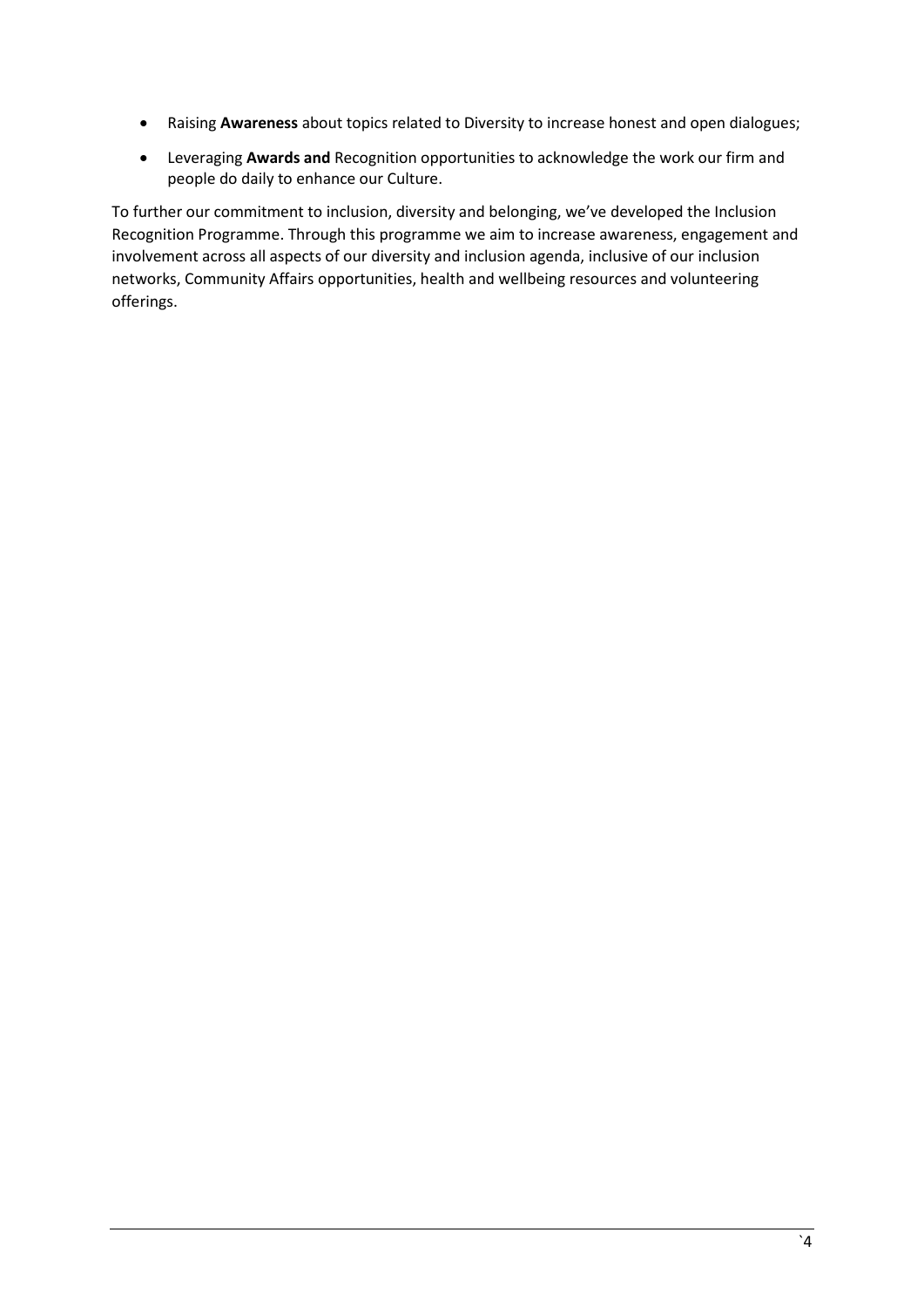- Raising **Awareness** about topics related to Diversity to increase honest and open dialogues;
- Leveraging **Awards and** Recognition opportunities to acknowledge the work our firm and people do daily to enhance our Culture.

To further our commitment to inclusion, diversity and belonging, we've developed the Inclusion Recognition Programme. Through this programme we aim to increase awareness, engagement and involvement across all aspects of our diversity and inclusion agenda, inclusive of our inclusion networks, Community Affairs opportunities, health and wellbeing resources and volunteering offerings.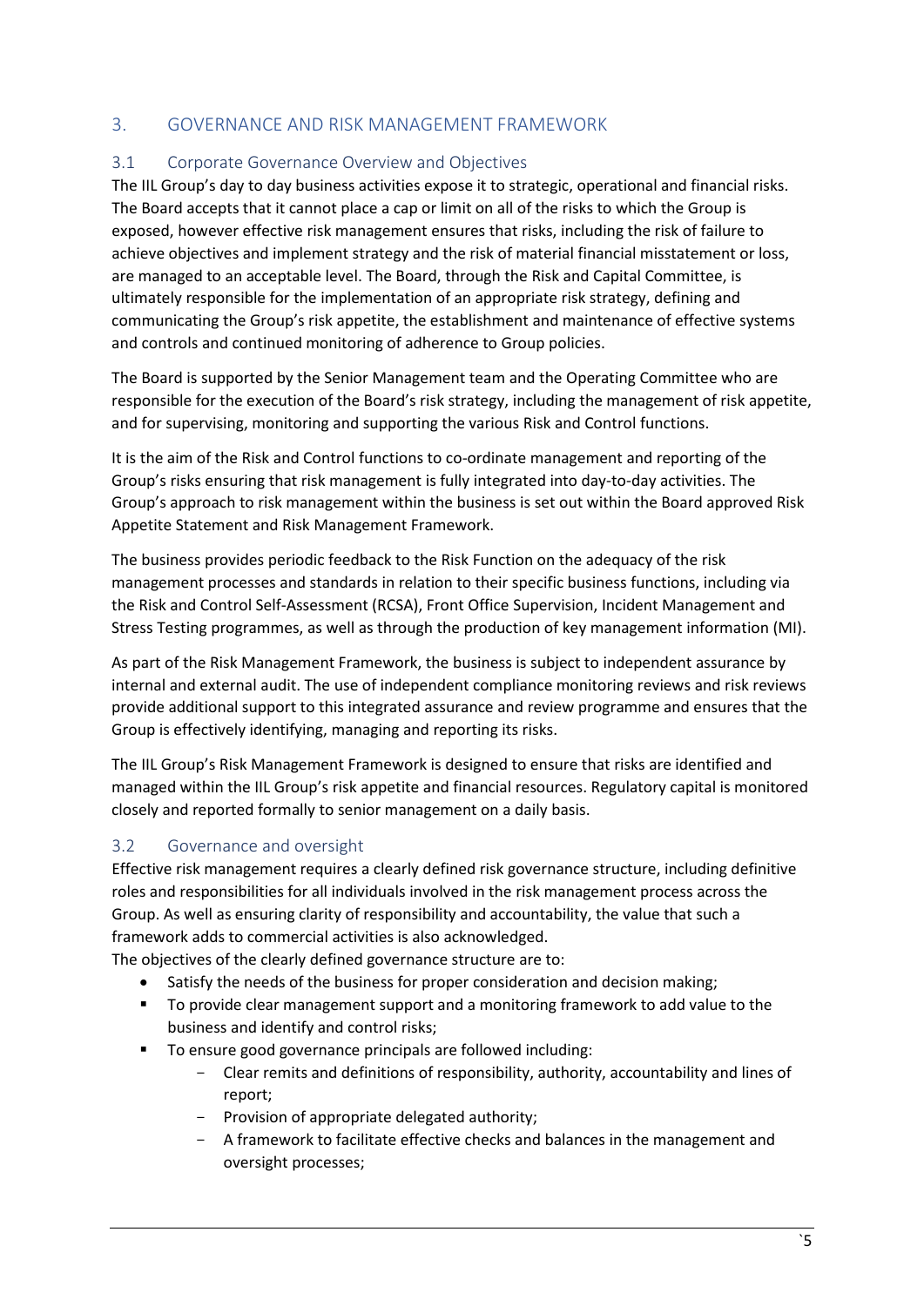## 3. GOVERNANCE AND RISK MANAGEMENT FRAMEWORK

### 3.1 Corporate Governance Overview and Objectives

The IIL Group's day to day business activities expose it to strategic, operational and financial risks. The Board accepts that it cannot place a cap or limit on all of the risks to which the Group is exposed, however effective risk management ensures that risks, including the risk of failure to achieve objectives and implement strategy and the risk of material financial misstatement or loss, are managed to an acceptable level. The Board, through the Risk and Capital Committee, is ultimately responsible for the implementation of an appropriate risk strategy, defining and communicating the Group's risk appetite, the establishment and maintenance of effective systems and controls and continued monitoring of adherence to Group policies.

The Board is supported by the Senior Management team and the Operating Committee who are responsible for the execution of the Board's risk strategy, including the management of risk appetite, and for supervising, monitoring and supporting the various Risk and Control functions.

It is the aim of the Risk and Control functions to co-ordinate management and reporting of the Group's risks ensuring that risk management is fully integrated into day-to-day activities. The Group's approach to risk management within the business is set out within the Board approved Risk Appetite Statement and Risk Management Framework.

The business provides periodic feedback to the Risk Function on the adequacy of the risk management processes and standards in relation to their specific business functions, including via the Risk and Control Self-Assessment (RCSA), Front Office Supervision, Incident Management and Stress Testing programmes, as well as through the production of key management information (MI).

As part of the Risk Management Framework, the business is subject to independent assurance by internal and external audit. The use of independent compliance monitoring reviews and risk reviews provide additional support to this integrated assurance and review programme and ensures that the Group is effectively identifying, managing and reporting its risks.

The IIL Group's Risk Management Framework is designed to ensure that risks are identified and managed within the IIL Group's risk appetite and financial resources. Regulatory capital is monitored closely and reported formally to senior management on a daily basis.

### 3.2 Governance and oversight

Effective risk management requires a clearly defined risk governance structure, including definitive roles and responsibilities for all individuals involved in the risk management process across the Group. As well as ensuring clarity of responsibility and accountability, the value that such a framework adds to commercial activities is also acknowledged.

The objectives of the clearly defined governance structure are to:

- Satisfy the needs of the business for proper consideration and decision making;
- To provide clear management support and a monitoring framework to add value to the business and identify and control risks;
- To ensure good governance principals are followed including:
  - Clear remits and definitions of responsibility, authority, accountability and lines of report;
  - Provision of appropriate delegated authority;
  - A framework to facilitate effective checks and balances in the management and oversight processes;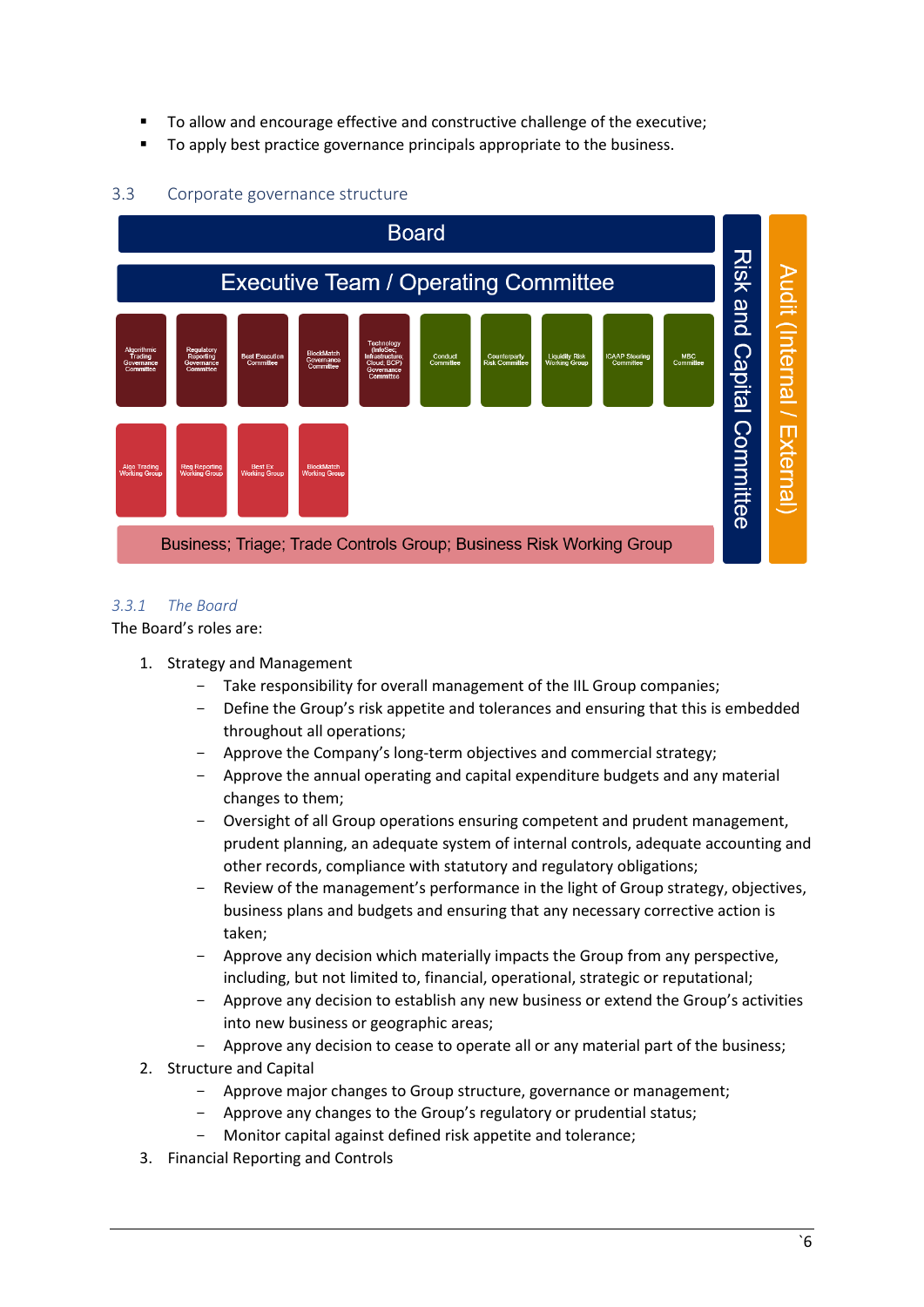- To allow and encourage effective and constructive challenge of the executive;
- To apply best practice governance principals appropriate to the business.

## 3.3 Corporate governance structure

Board

Executive Team / Operating Committee

Algorithmic Trading Governance Committee

Regulatory Reporting Governance Committee

Best Execution Committee

BlockMatch Governance Committee

Technology (InfoSec, Infrastructure, Cloud, BCP) Governance Committee

Conduct Committee

Counterparty Risk Committee

Liquidity Risk Working Group

ICAAP Steering Committee

MBC Committee

Algo Trading Working Group

Reg Reporting Working Group

Best Ex Working Group

BlockMatch Working Group

Business; Triage; Trade Controls Group; Business Risk Working Group

Risk and Capital Committee

Audit (Internal / External)

### *3.3.1 The Board*

The Board's roles are:

1. Strategy and Management
   - Take responsibility for overall management of the IIL Group companies;
   - Define the Group's risk appetite and tolerances and ensuring that this is embedded throughout all operations;
   - Approve the Company's long-term objectives and commercial strategy;
   - Approve the annual operating and capital expenditure budgets and any material changes to them;
   - Oversight of all Group operations ensuring competent and prudent management, prudent planning, an adequate system of internal controls, adequate accounting and other records, compliance with statutory and regulatory obligations;
   - Review of the management's performance in the light of Group strategy, objectives, business plans and budgets and ensuring that any necessary corrective action is taken;
   - Approve any decision which materially impacts the Group from any perspective, including, but not limited to, financial, operational, strategic or reputational;
   - Approve any decision to establish any new business or extend the Group's activities into new business or geographic areas;
   - Approve any decision to cease to operate all or any material part of the business;
2. Structure and Capital
   - Approve major changes to Group structure, governance or management;
   - Approve any changes to the Group's regulatory or prudential status;
   - Monitor capital against defined risk appetite and tolerance;
3. Financial Reporting and Controls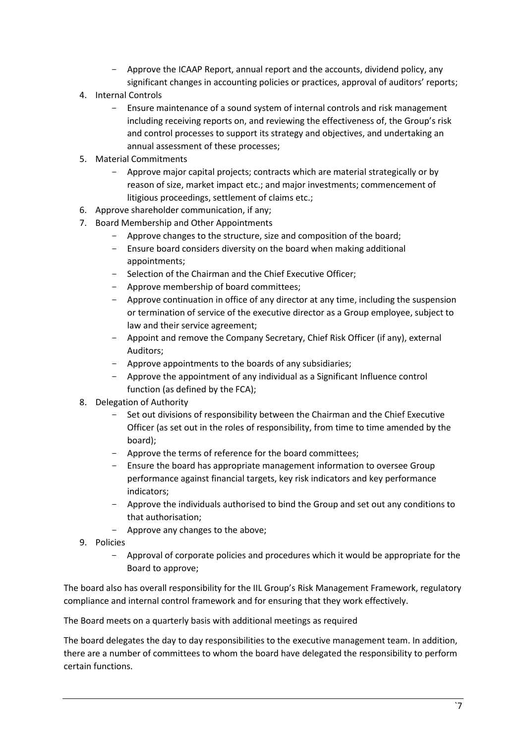- Approve the ICAAP Report, annual report and the accounts, dividend policy, any significant changes in accounting policies or practices, approval of auditors' reports;
4. Internal Controls
  - Ensure maintenance of a sound system of internal controls and risk management including receiving reports on, and reviewing the effectiveness of, the Group's risk and control processes to support its strategy and objectives, and undertaking an annual assessment of these processes;
5. Material Commitments
  - Approve major capital projects; contracts which are material strategically or by reason of size, market impact etc.; and major investments; commencement of litigious proceedings, settlement of claims etc.;
6. Approve shareholder communication, if any;
7. Board Membership and Other Appointments
  - Approve changes to the structure, size and composition of the board;
  - Ensure board considers diversity on the board when making additional appointments;
  - Selection of the Chairman and the Chief Executive Officer;
  - Approve membership of board committees;
  - Approve continuation in office of any director at any time, including the suspension or termination of service of the executive director as a Group employee, subject to law and their service agreement;
  - Appoint and remove the Company Secretary, Chief Risk Officer (if any), external Auditors;
  - Approve appointments to the boards of any subsidiaries;
  - Approve the appointment of any individual as a Significant Influence control function (as defined by the FCA);
8. Delegation of Authority
  - Set out divisions of responsibility between the Chairman and the Chief Executive Officer (as set out in the roles of responsibility, from time to time amended by the board);
  - Approve the terms of reference for the board committees;
  - Ensure the board has appropriate management information to oversee Group performance against financial targets, key risk indicators and key performance indicators;
  - Approve the individuals authorised to bind the Group and set out any conditions to that authorisation;
  - Approve any changes to the above;
9. Policies
  - Approval of corporate policies and procedures which it would be appropriate for the Board to approve;

The board also has overall responsibility for the IIL Group's Risk Management Framework, regulatory compliance and internal control framework and for ensuring that they work effectively.

The Board meets on a quarterly basis with additional meetings as required

The board delegates the day to day responsibilities to the executive management team. In addition, there are a number of committees to whom the board have delegated the responsibility to perform certain functions.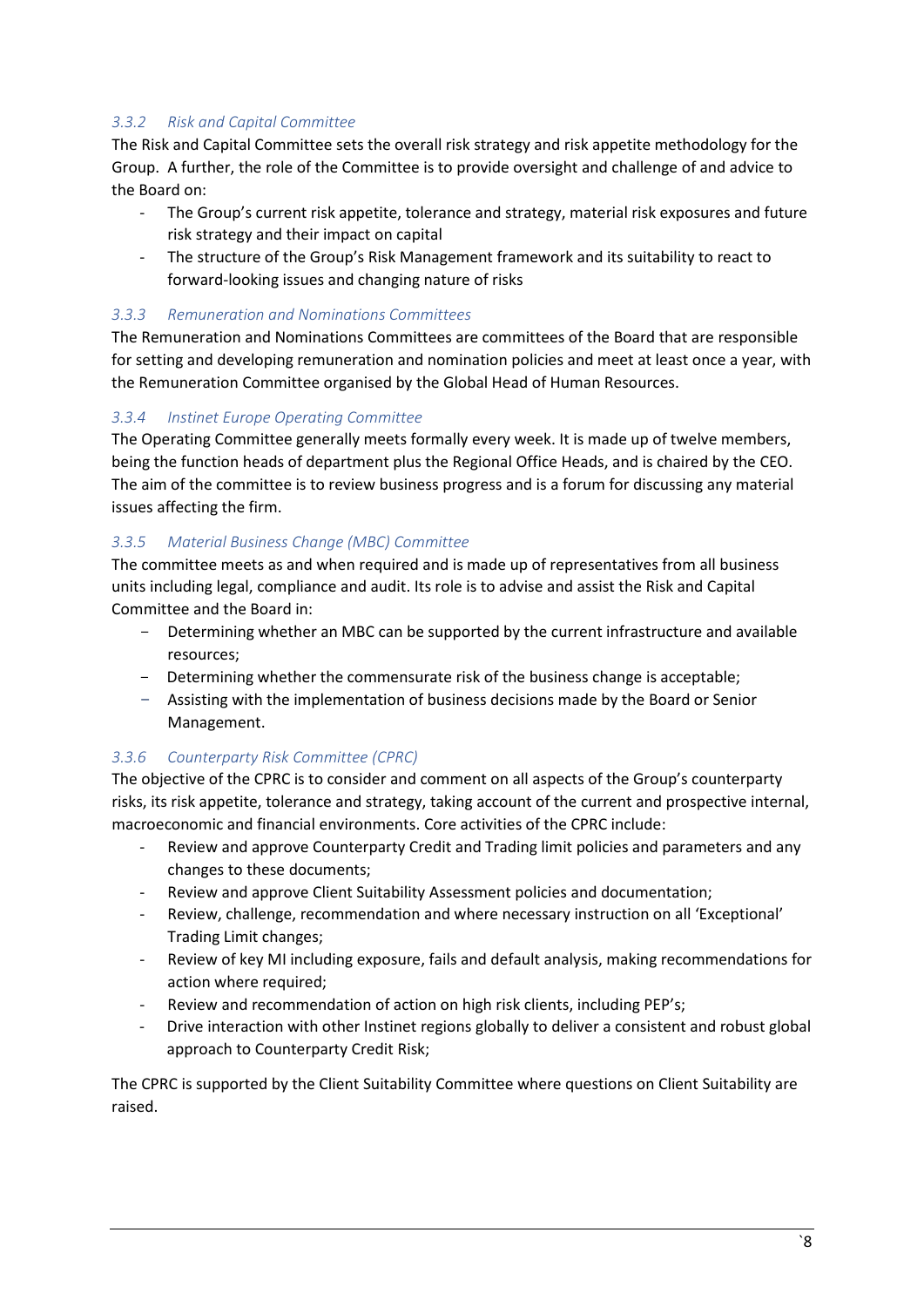### 3.3.2 Risk and Capital Committee

The Risk and Capital Committee sets the overall risk strategy and risk appetite methodology for the Group. A further, the role of the Committee is to provide oversight and challenge of and advice to the Board on:

- The Group's current risk appetite, tolerance and strategy, material risk exposures and future risk strategy and their impact on capital
- The structure of the Group's Risk Management framework and its suitability to react to forward-looking issues and changing nature of risks

### 3.3.3 Remuneration and Nominations Committees

The Remuneration and Nominations Committees are committees of the Board that are responsible for setting and developing remuneration and nomination policies and meet at least once a year, with the Remuneration Committee organised by the Global Head of Human Resources.

### 3.3.4 Instinet Europe Operating Committee

The Operating Committee generally meets formally every week. It is made up of twelve members, being the function heads of department plus the Regional Office Heads, and is chaired by the CEO. The aim of the committee is to review business progress and is a forum for discussing any material issues affecting the firm.

### 3.3.5 Material Business Change (MBC) Committee

The committee meets as and when required and is made up of representatives from all business units including legal, compliance and audit. Its role is to advise and assist the Risk and Capital Committee and the Board in:

- Determining whether an MBC can be supported by the current infrastructure and available resources;
- Determining whether the commensurate risk of the business change is acceptable;
- Assisting with the implementation of business decisions made by the Board or Senior Management.

### 3.3.6 Counterparty Risk Committee (CPRC)

The objective of the CPRC is to consider and comment on all aspects of the Group's counterparty risks, its risk appetite, tolerance and strategy, taking account of the current and prospective internal, macroeconomic and financial environments. Core activities of the CPRC include:

- Review and approve Counterparty Credit and Trading limit policies and parameters and any changes to these documents;
- Review and approve Client Suitability Assessment policies and documentation;
- Review, challenge, recommendation and where necessary instruction on all 'Exceptional' Trading Limit changes;
- Review of key MI including exposure, fails and default analysis, making recommendations for action where required;
- Review and recommendation of action on high risk clients, including PEP's;
- Drive interaction with other Instinet regions globally to deliver a consistent and robust global approach to Counterparty Credit Risk;

The CPRC is supported by the Client Suitability Committee where questions on Client Suitability are raised.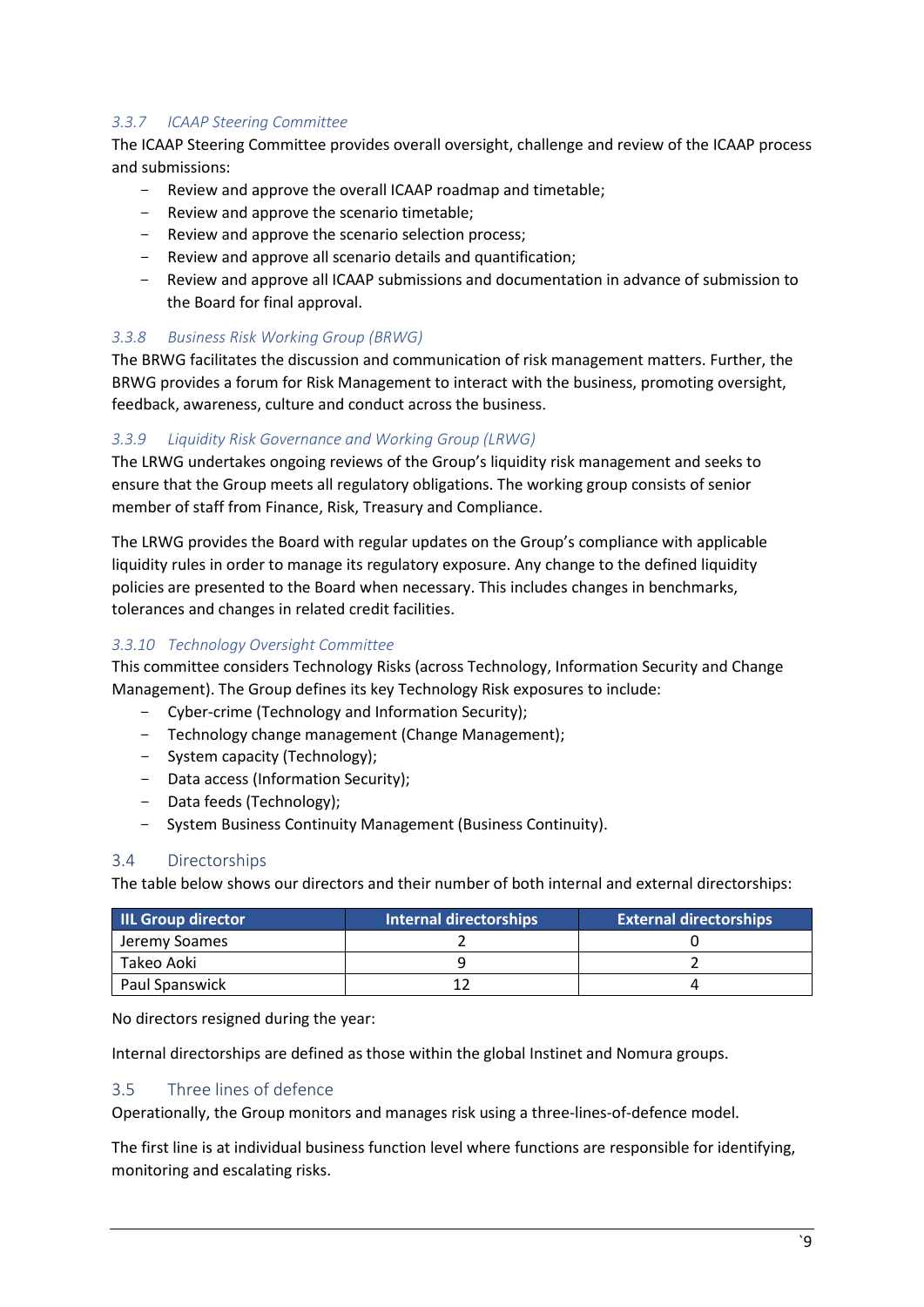### 3.3.7 ICAAP Steering Committee

The ICAAP Steering Committee provides overall oversight, challenge and review of the ICAAP process and submissions:

- Review and approve the overall ICAAP roadmap and timetable;
- Review and approve the scenario timetable;
- Review and approve the scenario selection process;
- Review and approve all scenario details and quantification;
- Review and approve all ICAAP submissions and documentation in advance of submission to the Board for final approval.

### 3.3.8 Business Risk Working Group (BRWG)

The BRWG facilitates the discussion and communication of risk management matters. Further, the BRWG provides a forum for Risk Management to interact with the business, promoting oversight, feedback, awareness, culture and conduct across the business.

### 3.3.9 Liquidity Risk Governance and Working Group (LRWG)

The LRWG undertakes ongoing reviews of the Group's liquidity risk management and seeks to ensure that the Group meets all regulatory obligations. The working group consists of senior member of staff from Finance, Risk, Treasury and Compliance.

The LRWG provides the Board with regular updates on the Group's compliance with applicable liquidity rules in order to manage its regulatory exposure. Any change to the defined liquidity policies are presented to the Board when necessary. This includes changes in benchmarks, tolerances and changes in related credit facilities.

### 3.3.10 Technology Oversight Committee

This committee considers Technology Risks (across Technology, Information Security and Change Management). The Group defines its key Technology Risk exposures to include:

- Cyber-crime (Technology and Information Security);
- Technology change management (Change Management);
- System capacity (Technology);
- Data access (Information Security);
- Data feeds (Technology);
- System Business Continuity Management (Business Continuity).

## 3.4 Directorships

The table below shows our directors and their number of both internal and external directorships:

| IIL Group director | Internal directorships | External directorships |
|---|---|---|
| Jeremy Soames | 2 | 0 |
| Takeo Aoki | 9 | 2 |
| Paul Spanswick | 12 | 4 |

No directors resigned during the year:

Internal directorships are defined as those within the global Instinet and Nomura groups.

## 3.5 Three lines of defence

Operationally, the Group monitors and manages risk using a three-lines-of-defence model.

The first line is at individual business function level where functions are responsible for identifying, monitoring and escalating risks.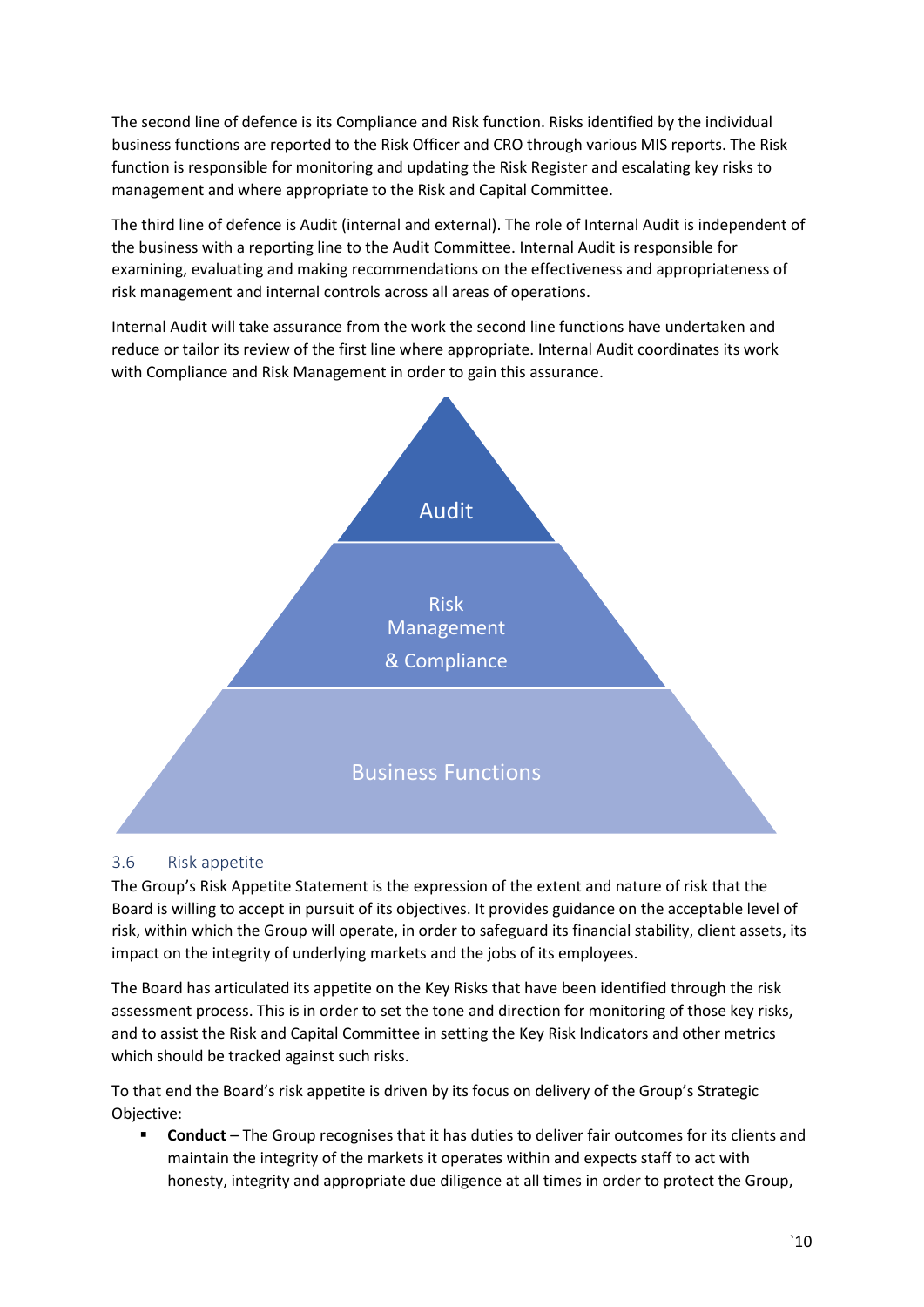The second line of defence is its Compliance and Risk function. Risks identified by the individual business functions are reported to the Risk Officer and CRO through various MIS reports. The Risk function is responsible for monitoring and updating the Risk Register and escalating key risks to management and where appropriate to the Risk and Capital Committee.

The third line of defence is Audit (internal and external). The role of Internal Audit is independent of the business with a reporting line to the Audit Committee. Internal Audit is responsible for examining, evaluating and making recommendations on the effectiveness and appropriateness of risk management and internal controls across all areas of operations.

Internal Audit will take assurance from the work the second line functions have undertaken and reduce or tailor its review of the first line where appropriate. Internal Audit coordinates its work with Compliance and Risk Management in order to gain this assurance.

Audit

Risk Management & Compliance

Business Functions

### 3.6 Risk appetite

The Group's Risk Appetite Statement is the expression of the extent and nature of risk that the Board is willing to accept in pursuit of its objectives. It provides guidance on the acceptable level of risk, within which the Group will operate, in order to safeguard its financial stability, client assets, its impact on the integrity of underlying markets and the jobs of its employees.

The Board has articulated its appetite on the Key Risks that have been identified through the risk assessment process. This is in order to set the tone and direction for monitoring of those key risks, and to assist the Risk and Capital Committee in setting the Key Risk Indicators and other metrics which should be tracked against such risks.

To that end the Board's risk appetite is driven by its focus on delivery of the Group's Strategic Objective:

- **Conduct** – The Group recognises that it has duties to deliver fair outcomes for its clients and maintain the integrity of the markets it operates within and expects staff to act with honesty, integrity and appropriate due diligence at all times in order to protect the Group,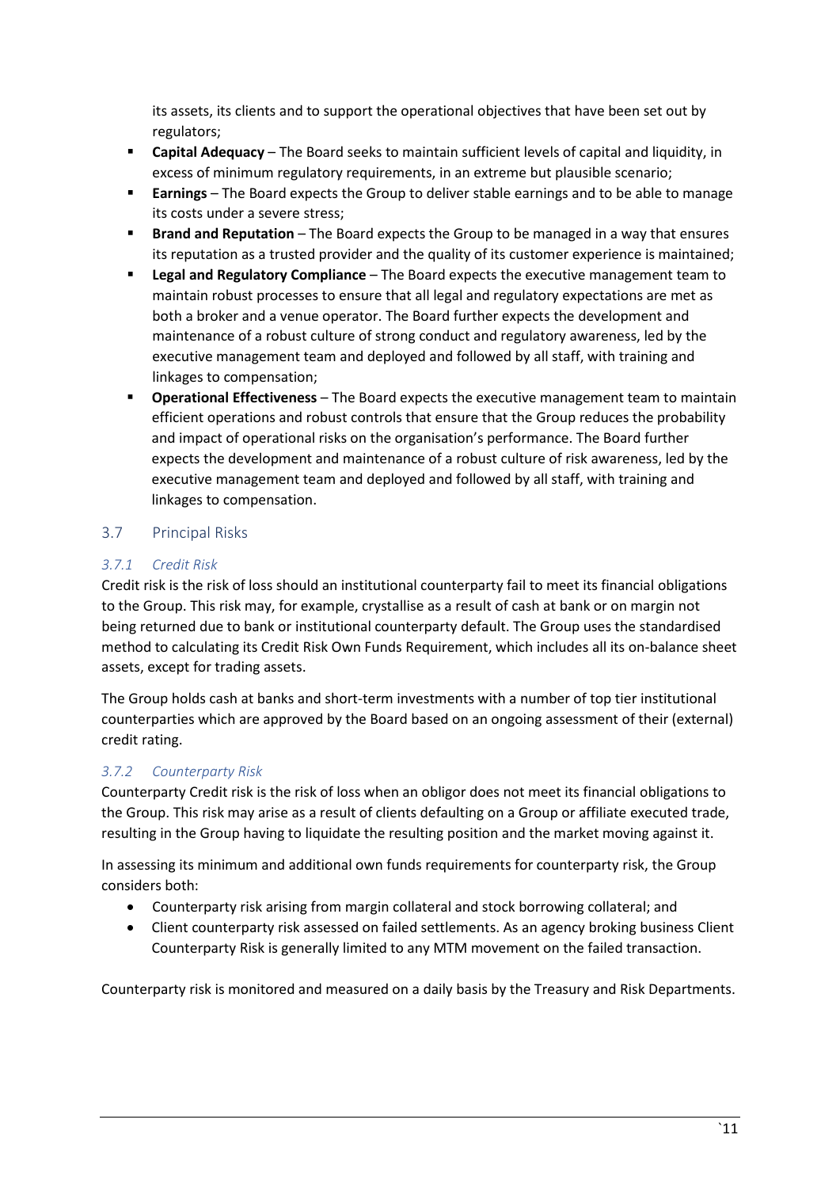its assets, its clients and to support the operational objectives that have been set out by regulators;

- **Capital Adequacy** – The Board seeks to maintain sufficient levels of capital and liquidity, in excess of minimum regulatory requirements, in an extreme but plausible scenario;
- **Earnings** – The Board expects the Group to deliver stable earnings and to be able to manage its costs under a severe stress;
- **Brand and Reputation** – The Board expects the Group to be managed in a way that ensures its reputation as a trusted provider and the quality of its customer experience is maintained;
- **Legal and Regulatory Compliance** – The Board expects the executive management team to maintain robust processes to ensure that all legal and regulatory expectations are met as both a broker and a venue operator. The Board further expects the development and maintenance of a robust culture of strong conduct and regulatory awareness, led by the executive management team and deployed and followed by all staff, with training and linkages to compensation;
- **Operational Effectiveness** – The Board expects the executive management team to maintain efficient operations and robust controls that ensure that the Group reduces the probability and impact of operational risks on the organisation's performance. The Board further expects the development and maintenance of a robust culture of risk awareness, led by the executive management team and deployed and followed by all staff, with training and linkages to compensation.

## 3.7 Principal Risks

### *3.7.1 Credit Risk*

Credit risk is the risk of loss should an institutional counterparty fail to meet its financial obligations to the Group. This risk may, for example, crystallise as a result of cash at bank or on margin not being returned due to bank or institutional counterparty default. The Group uses the standardised method to calculating its Credit Risk Own Funds Requirement, which includes all its on-balance sheet assets, except for trading assets.

The Group holds cash at banks and short-term investments with a number of top tier institutional counterparties which are approved by the Board based on an ongoing assessment of their (external) credit rating.

### *3.7.2 Counterparty Risk*

Counterparty Credit risk is the risk of loss when an obligor does not meet its financial obligations to the Group. This risk may arise as a result of clients defaulting on a Group or affiliate executed trade, resulting in the Group having to liquidate the resulting position and the market moving against it.

In assessing its minimum and additional own funds requirements for counterparty risk, the Group considers both:

- Counterparty risk arising from margin collateral and stock borrowing collateral; and
- Client counterparty risk assessed on failed settlements. As an agency broking business Client Counterparty Risk is generally limited to any MTM movement on the failed transaction.

Counterparty risk is monitored and measured on a daily basis by the Treasury and Risk Departments.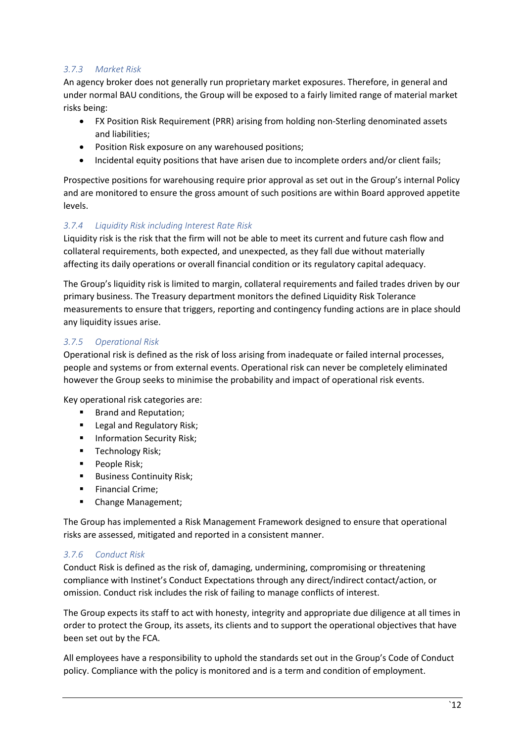### 3.7.3 Market Risk

An agency broker does not generally run proprietary market exposures. Therefore, in general and under normal BAU conditions, the Group will be exposed to a fairly limited range of material market risks being:

- FX Position Risk Requirement (PRR) arising from holding non-Sterling denominated assets and liabilities;
- Position Risk exposure on any warehoused positions;
- Incidental equity positions that have arisen due to incomplete orders and/or client fails;

Prospective positions for warehousing require prior approval as set out in the Group's internal Policy and are monitored to ensure the gross amount of such positions are within Board approved appetite levels.

### 3.7.4 Liquidity Risk including Interest Rate Risk

Liquidity risk is the risk that the firm will not be able to meet its current and future cash flow and collateral requirements, both expected, and unexpected, as they fall due without materially affecting its daily operations or overall financial condition or its regulatory capital adequacy.

The Group's liquidity risk is limited to margin, collateral requirements and failed trades driven by our primary business. The Treasury department monitors the defined Liquidity Risk Tolerance measurements to ensure that triggers, reporting and contingency funding actions are in place should any liquidity issues arise.

### 3.7.5 Operational Risk

Operational risk is defined as the risk of loss arising from inadequate or failed internal processes, people and systems or from external events. Operational risk can never be completely eliminated however the Group seeks to minimise the probability and impact of operational risk events.

Key operational risk categories are:

- Brand and Reputation;
- Legal and Regulatory Risk;
- Information Security Risk;
- Technology Risk;
- People Risk;
- Business Continuity Risk;
- Financial Crime;
- Change Management;

The Group has implemented a Risk Management Framework designed to ensure that operational risks are assessed, mitigated and reported in a consistent manner.

### 3.7.6 Conduct Risk

Conduct Risk is defined as the risk of, damaging, undermining, compromising or threatening compliance with Instinet's Conduct Expectations through any direct/indirect contact/action, or omission. Conduct risk includes the risk of failing to manage conflicts of interest.

The Group expects its staff to act with honesty, integrity and appropriate due diligence at all times in order to protect the Group, its assets, its clients and to support the operational objectives that have been set out by the FCA.

All employees have a responsibility to uphold the standards set out in the Group's Code of Conduct policy. Compliance with the policy is monitored and is a term and condition of employment.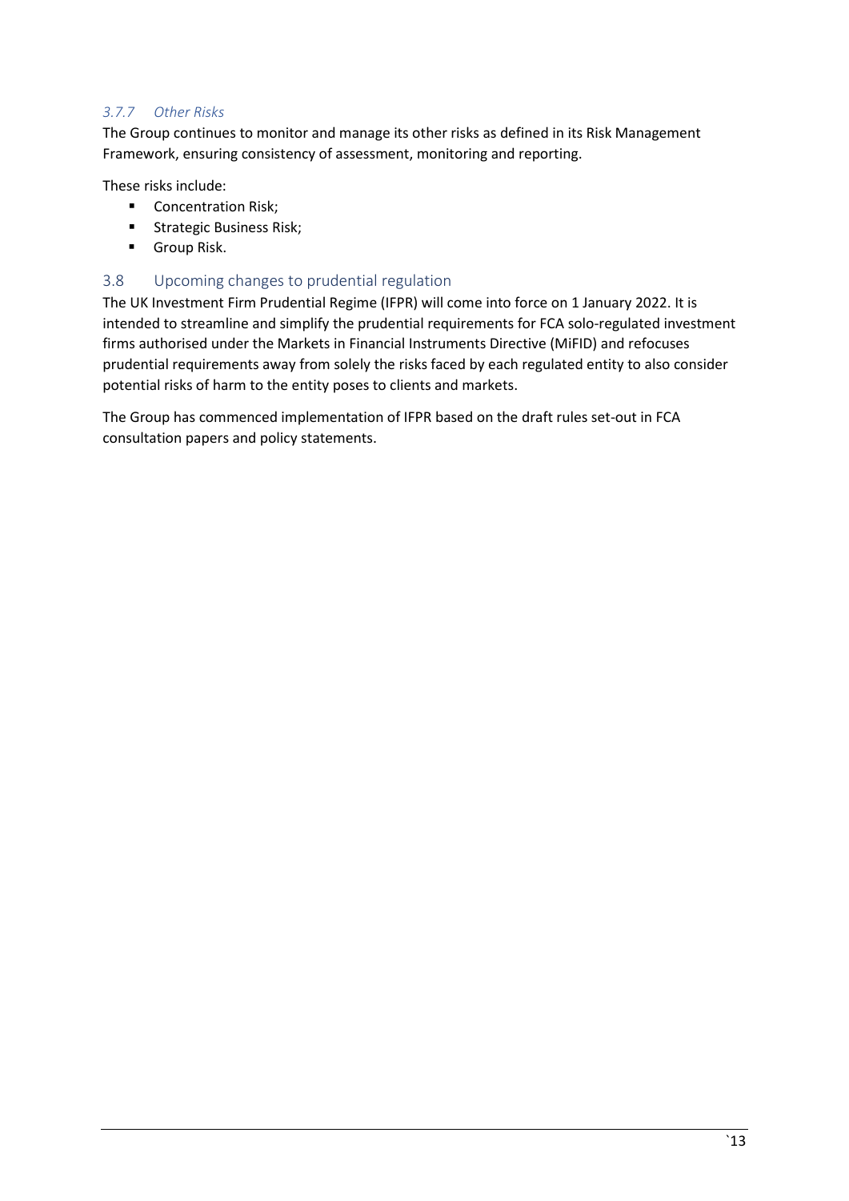#### *3.7.7 Other Risks*

The Group continues to monitor and manage its other risks as defined in its Risk Management Framework, ensuring consistency of assessment, monitoring and reporting.

These risks include:

- Concentration Risk;
- Strategic Business Risk;
- Group Risk.

### 3.8 Upcoming changes to prudential regulation

The UK Investment Firm Prudential Regime (IFPR) will come into force on 1 January 2022. It is intended to streamline and simplify the prudential requirements for FCA solo-regulated investment firms authorised under the Markets in Financial Instruments Directive (MiFID) and refocuses prudential requirements away from solely the risks faced by each regulated entity to also consider potential risks of harm to the entity poses to clients and markets.

The Group has commenced implementation of IFPR based on the draft rules set-out in FCA consultation papers and policy statements.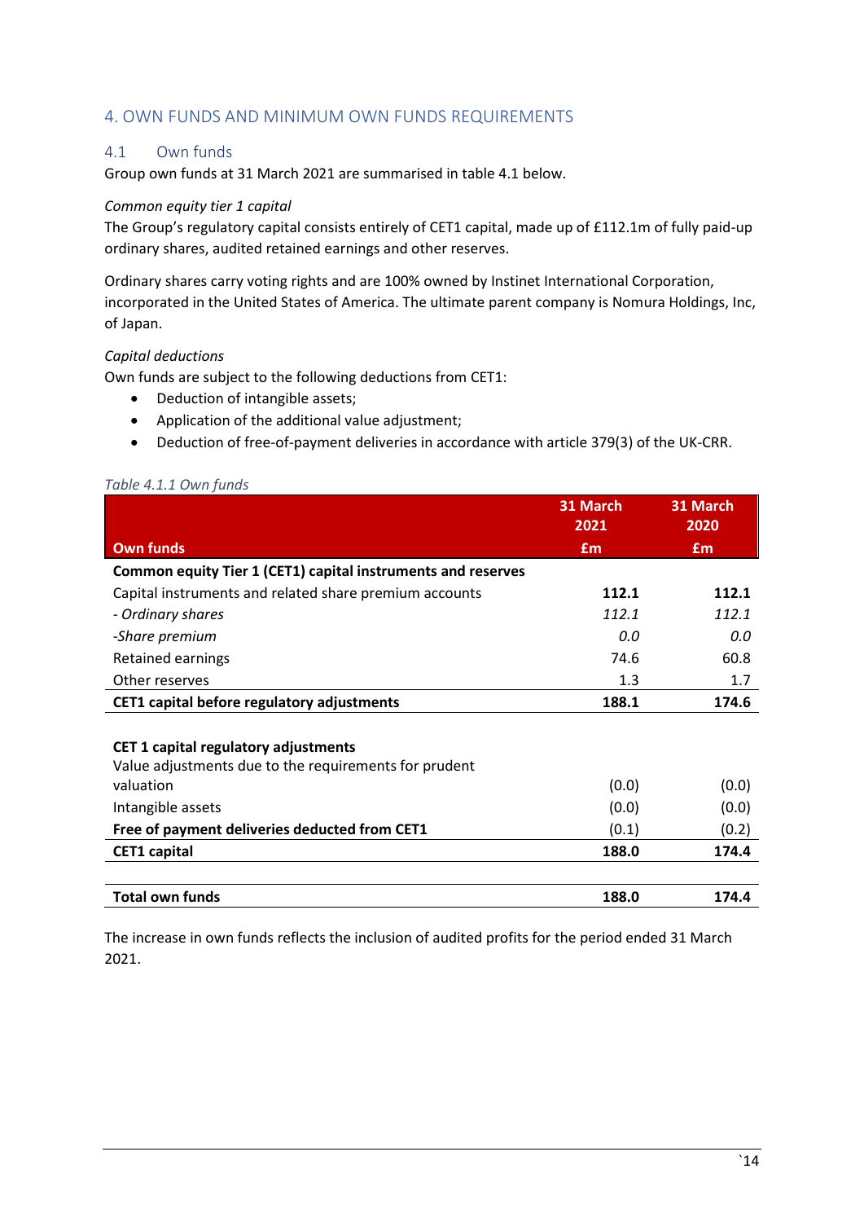## 4. OWN FUNDS AND MINIMUM OWN FUNDS REQUIREMENTS

### 4.1 Own funds

Group own funds at 31 March 2021 are summarised in table 4.1 below.

*Common equity tier 1 capital*

The Group's regulatory capital consists entirely of CET1 capital, made up of £112.1m of fully paid-up ordinary shares, audited retained earnings and other reserves.

Ordinary shares carry voting rights and are 100% owned by Instinet International Corporation, incorporated in the United States of America. The ultimate parent company is Nomura Holdings, Inc, of Japan.

*Capital deductions*

Own funds are subject to the following deductions from CET1:

- Deduction of intangible assets;
- Application of the additional value adjustment;
- Deduction of free-of-payment deliveries in accordance with article 379(3) of the UK-CRR.

*Table 4.1.1 Own funds*

| Own funds | 31 March 2021 £m | 31 March 2020 £m |
|---|---|---|
| **Common equity Tier 1 (CET1) capital instruments and reserves** | | |
| Capital instruments and related share premium accounts | **112.1** | **112.1** |
| *- Ordinary shares* | *112.1* | *112.1* |
| *-Share premium* | *0.0* | *0.0* |
| Retained earnings | 74.6 | 60.8 |
| Other reserves | 1.3 | 1.7 |
| **CET1 capital before regulatory adjustments** | **188.1** | **174.6** |
| | | |
| **CET 1 capital regulatory adjustments** | | |
| Value adjustments due to the requirements for prudent valuation | (0.0) | (0.0) |
| Intangible assets | (0.0) | (0.0) |
| **Free of payment deliveries deducted from CET1** | (0.1) | (0.2) |
| **CET1 capital** | **188.0** | **174.4** |
| | | |
| **Total own funds** | **188.0** | **174.4** |

The increase in own funds reflects the inclusion of audited profits for the period ended 31 March 2021.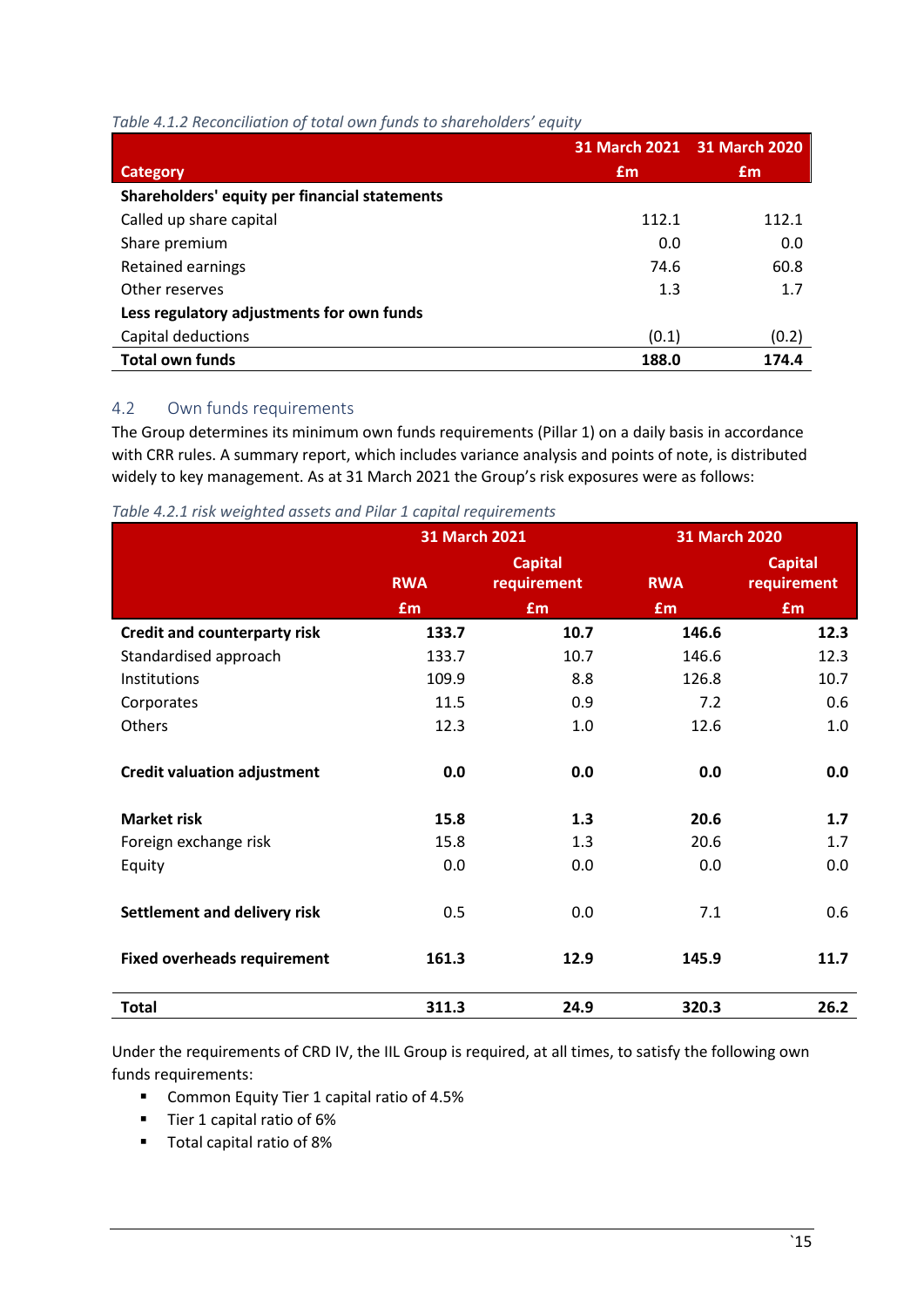*Table 4.1.2 Reconciliation of total own funds to shareholders' equity*

| Category | 31 March 2021 £m | 31 March 2020 £m |
|---|---|---|
| **Shareholders' equity per financial statements** | | |
| Called up share capital | 112.1 | 112.1 |
| Share premium | 0.0 | 0.0 |
| Retained earnings | 74.6 | 60.8 |
| Other reserves | 1.3 | 1.7 |
| **Less regulatory adjustments for own funds** | | |
| Capital deductions | (0.1) | (0.2) |
| **Total own funds** | **188.0** | **174.4** |

## 4.2 Own funds requirements

The Group determines its minimum own funds requirements (Pillar 1) on a daily basis in accordance with CRR rules. A summary report, which includes variance analysis and points of note, is distributed widely to key management. As at 31 March 2021 the Group's risk exposures were as follows:

*Table 4.2.1 risk weighted assets and Pilar 1 capital requirements*

| | 31 March 2021 | | 31 March 2020 | |
|---|---|---|---|---|
| | RWA £m | Capital requirement £m | RWA £m | Capital requirement £m |
| **Credit and counterparty risk** | **133.7** | **10.7** | **146.6** | **12.3** |
| Standardised approach | 133.7 | 10.7 | 146.6 | 12.3 |
| Institutions | 109.9 | 8.8 | 126.8 | 10.7 |
| Corporates | 11.5 | 0.9 | 7.2 | 0.6 |
| Others | 12.3 | 1.0 | 12.6 | 1.0 |
| **Credit valuation adjustment** | **0.0** | **0.0** | **0.0** | **0.0** |
| **Market risk** | **15.8** | **1.3** | **20.6** | **1.7** |
| Foreign exchange risk | 15.8 | 1.3 | 20.6 | 1.7 |
| Equity | 0.0 | 0.0 | 0.0 | 0.0 |
| **Settlement and delivery risk** | 0.5 | 0.0 | 7.1 | 0.6 |
| **Fixed overheads requirement** | **161.3** | **12.9** | **145.9** | **11.7** |
| **Total** | **311.3** | **24.9** | **320.3** | **26.2** |

Under the requirements of CRD IV, the IIL Group is required, at all times, to satisfy the following own funds requirements:

- Common Equity Tier 1 capital ratio of 4.5%
- Tier 1 capital ratio of 6%
- Total capital ratio of 8%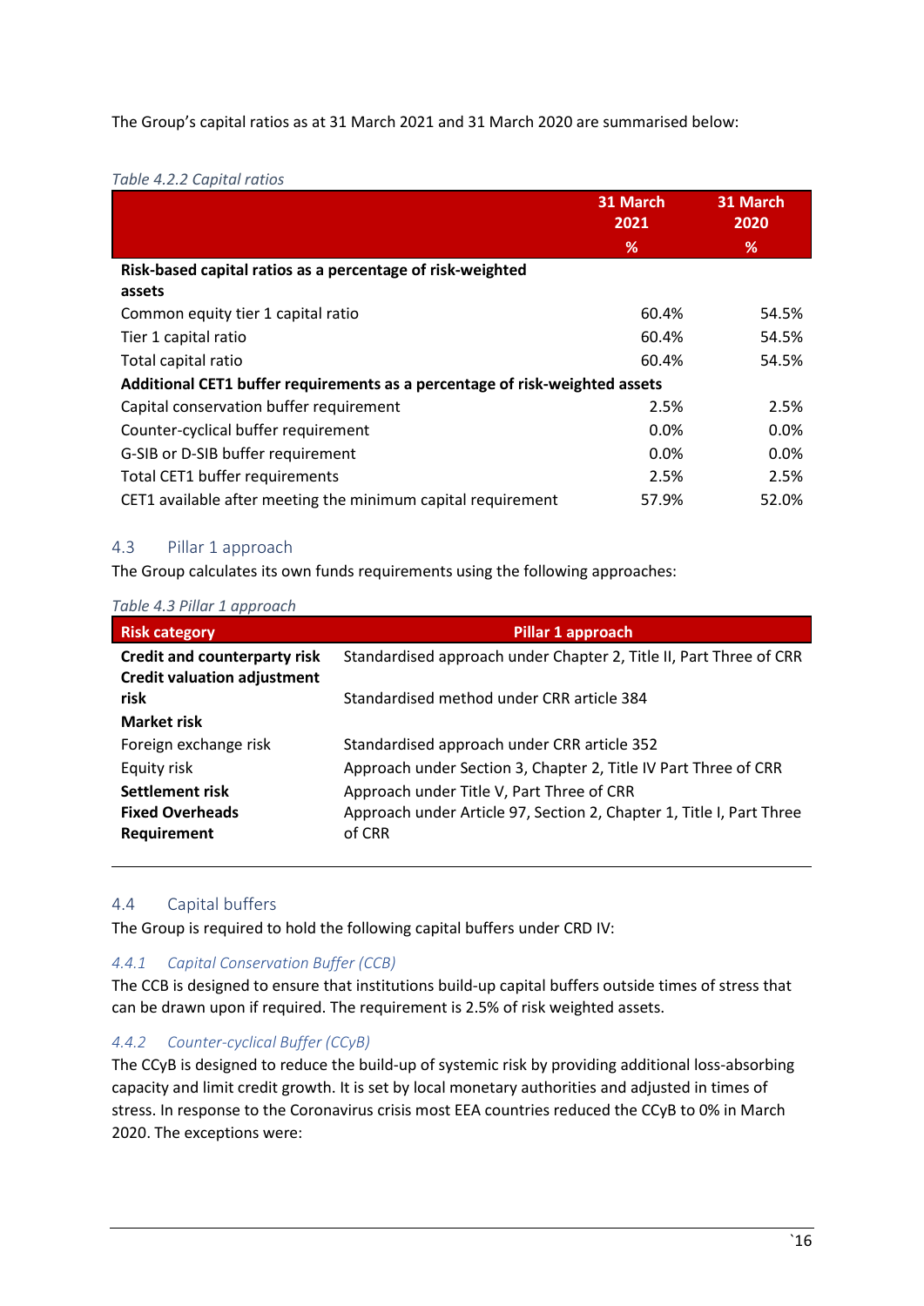The Group's capital ratios as at 31 March 2021 and 31 March 2020 are summarised below:

*Table 4.2.2 Capital ratios*

| | 31 March 2021 % | 31 March 2020 % |
|---|---|---|
| **Risk-based capital ratios as a percentage of risk-weighted assets** | | |
| Common equity tier 1 capital ratio | 60.4% | 54.5% |
| Tier 1 capital ratio | 60.4% | 54.5% |
| Total capital ratio | 60.4% | 54.5% |
| **Additional CET1 buffer requirements as a percentage of risk-weighted assets** | | |
| Capital conservation buffer requirement | 2.5% | 2.5% |
| Counter-cyclical buffer requirement | 0.0% | 0.0% |
| G-SIB or D-SIB buffer requirement | 0.0% | 0.0% |
| Total CET1 buffer requirements | 2.5% | 2.5% |
| CET1 available after meeting the minimum capital requirement | 57.9% | 52.0% |

## 4.3 Pillar 1 approach

The Group calculates its own funds requirements using the following approaches:

*Table 4.3 Pillar 1 approach*

| Risk category | Pillar 1 approach |
|---|---|
| **Credit and counterparty risk** | Standardised approach under Chapter 2, Title II, Part Three of CRR |
| **Credit valuation adjustment risk** | Standardised method under CRR article 384 |
| **Market risk** | |
| Foreign exchange risk | Standardised approach under CRR article 352 |
| Equity risk | Approach under Section 3, Chapter 2, Title IV Part Three of CRR |
| **Settlement risk** | Approach under Title V, Part Three of CRR |
| **Fixed Overheads Requirement** | Approach under Article 97, Section 2, Chapter 1, Title I, Part Three of CRR |

## 4.4 Capital buffers

The Group is required to hold the following capital buffers under CRD IV:

### *4.4.1 Capital Conservation Buffer (CCB)*

The CCB is designed to ensure that institutions build-up capital buffers outside times of stress that can be drawn upon if required. The requirement is 2.5% of risk weighted assets.

### *4.4.2 Counter-cyclical Buffer (CCyB)*

The CCyB is designed to reduce the build-up of systemic risk by providing additional loss-absorbing capacity and limit credit growth. It is set by local monetary authorities and adjusted in times of stress. In response to the Coronavirus crisis most EEA countries reduced the CCyB to 0% in March 2020. The exceptions were: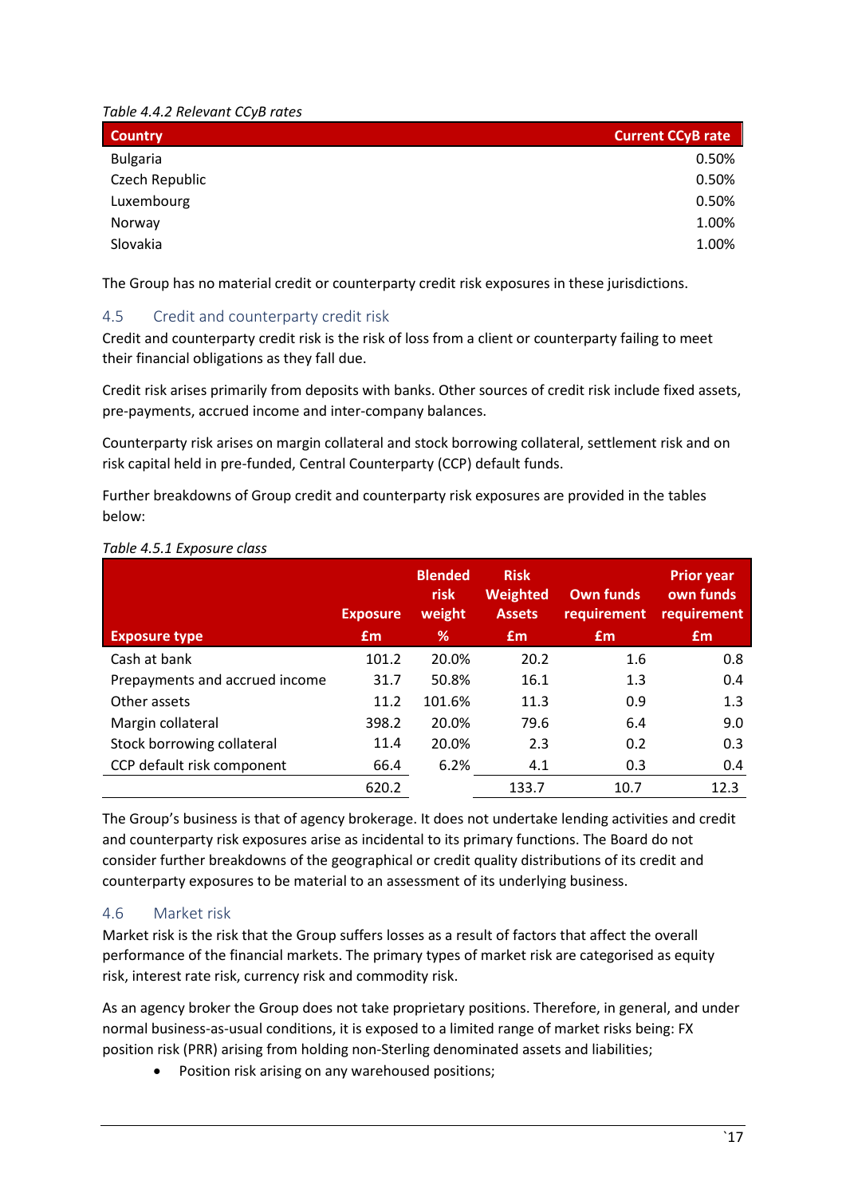*Table 4.4.2 Relevant CCyB rates*

| Country | Current CCyB rate |
|---|---|
| Bulgaria | 0.50% |
| Czech Republic | 0.50% |
| Luxembourg | 0.50% |
| Norway | 1.00% |
| Slovakia | 1.00% |

The Group has no material credit or counterparty credit risk exposures in these jurisdictions.

## 4.5 Credit and counterparty credit risk

Credit and counterparty credit risk is the risk of loss from a client or counterparty failing to meet their financial obligations as they fall due.

Credit risk arises primarily from deposits with banks. Other sources of credit risk include fixed assets, pre-payments, accrued income and inter-company balances.

Counterparty risk arises on margin collateral and stock borrowing collateral, settlement risk and on risk capital held in pre-funded, Central Counterparty (CCP) default funds.

Further breakdowns of Group credit and counterparty risk exposures are provided in the tables below:

*Table 4.5.1 Exposure class*

| Exposure type | Exposure £m | Blended risk weight % | Risk Weighted Assets £m | Own funds requirement £m | Prior year own funds requirement £m |
|---|---|---|---|---|---|
| Cash at bank | 101.2 | 20.0% | 20.2 | 1.6 | 0.8 |
| Prepayments and accrued income | 31.7 | 50.8% | 16.1 | 1.3 | 0.4 |
| Other assets | 11.2 | 101.6% | 11.3 | 0.9 | 1.3 |
| Margin collateral | 398.2 | 20.0% | 79.6 | 6.4 | 9.0 |
| Stock borrowing collateral | 11.4 | 20.0% | 2.3 | 0.2 | 0.3 |
| CCP default risk component | 66.4 | 6.2% | 4.1 | 0.3 | 0.4 |
| | 620.2 | | 133.7 | 10.7 | 12.3 |

The Group's business is that of agency brokerage. It does not undertake lending activities and credit and counterparty risk exposures arise as incidental to its primary functions. The Board do not consider further breakdowns of the geographical or credit quality distributions of its credit and counterparty exposures to be material to an assessment of its underlying business.

## 4.6 Market risk

Market risk is the risk that the Group suffers losses as a result of factors that affect the overall performance of the financial markets. The primary types of market risk are categorised as equity risk, interest rate risk, currency risk and commodity risk.

As an agency broker the Group does not take proprietary positions. Therefore, in general, and under normal business-as-usual conditions, it is exposed to a limited range of market risks being: FX position risk (PRR) arising from holding non-Sterling denominated assets and liabilities;

- Position risk arising on any warehoused positions;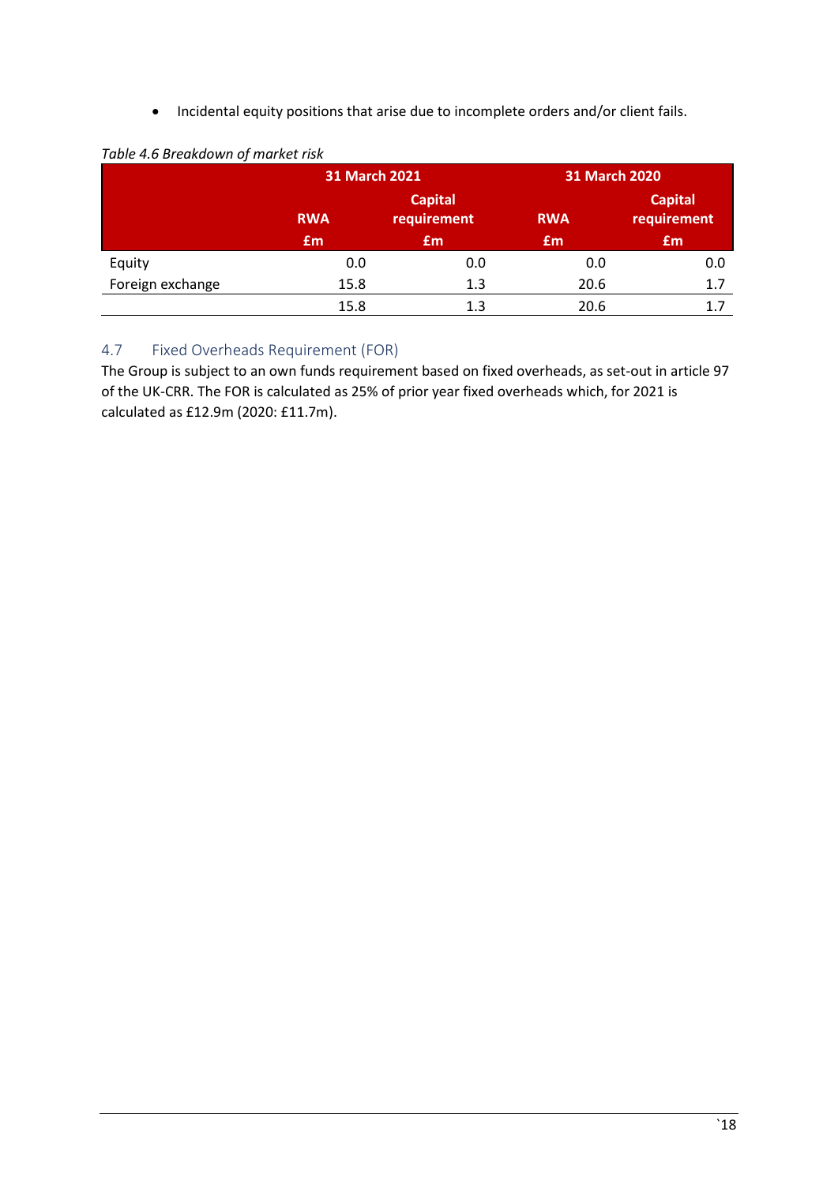- Incidental equity positions that arise due to incomplete orders and/or client fails.

*Table 4.6 Breakdown of market risk*

| | 31 March 2021 | | 31 March 2020 | |
|---|---|---|---|---|
| | RWA | Capital requirement | RWA | Capital requirement |
| | £m | £m | £m | £m |
| Equity | 0.0 | 0.0 | 0.0 | 0.0 |
| Foreign exchange | 15.8 | 1.3 | 20.6 | 1.7 |
| | 15.8 | 1.3 | 20.6 | 1.7 |

## 4.7 Fixed Overheads Requirement (FOR)

The Group is subject to an own funds requirement based on fixed overheads, as set-out in article 97 of the UK-CRR. The FOR is calculated as 25% of prior year fixed overheads which, for 2021 is calculated as £12.9m (2020: £11.7m).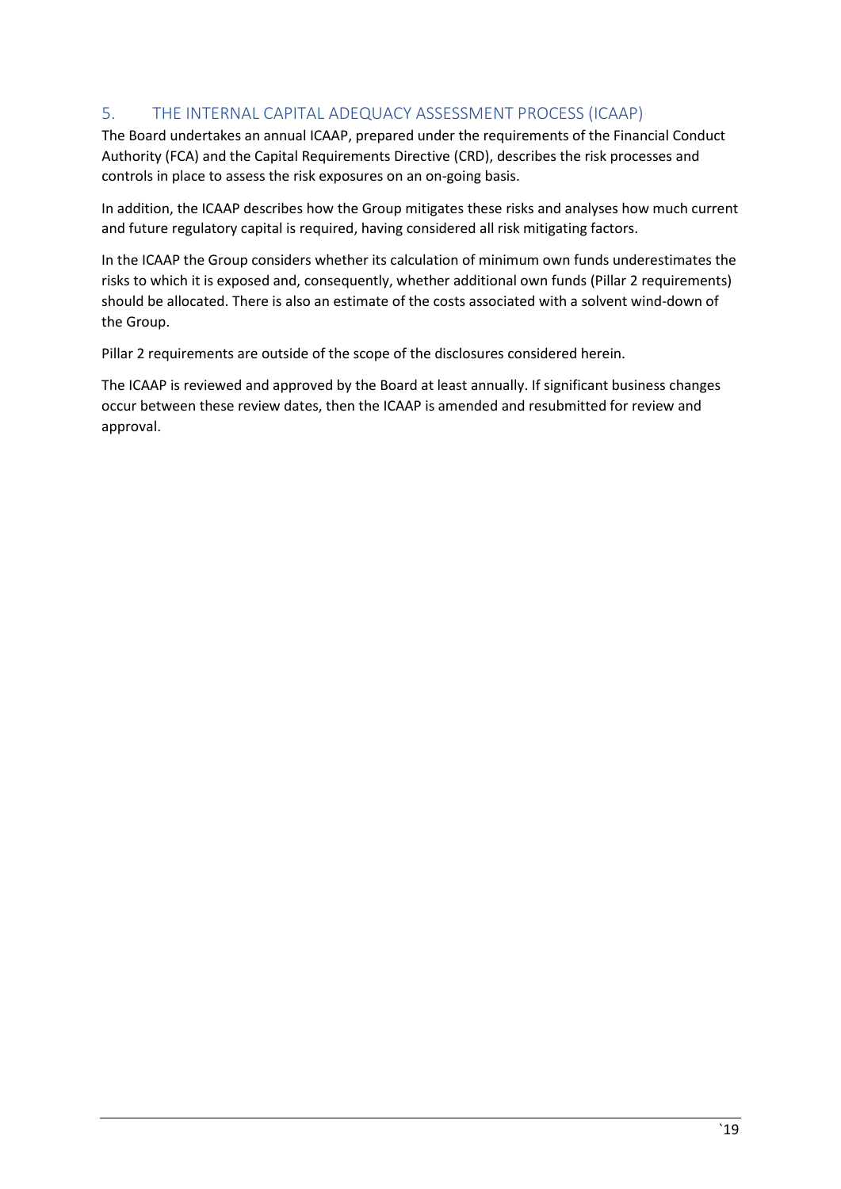## 5. THE INTERNAL CAPITAL ADEQUACY ASSESSMENT PROCESS (ICAAP)

The Board undertakes an annual ICAAP, prepared under the requirements of the Financial Conduct Authority (FCA) and the Capital Requirements Directive (CRD), describes the risk processes and controls in place to assess the risk exposures on an on-going basis.

In addition, the ICAAP describes how the Group mitigates these risks and analyses how much current and future regulatory capital is required, having considered all risk mitigating factors.

In the ICAAP the Group considers whether its calculation of minimum own funds underestimates the risks to which it is exposed and, consequently, whether additional own funds (Pillar 2 requirements) should be allocated. There is also an estimate of the costs associated with a solvent wind-down of the Group.

Pillar 2 requirements are outside of the scope of the disclosures considered herein.

The ICAAP is reviewed and approved by the Board at least annually. If significant business changes occur between these review dates, then the ICAAP is amended and resubmitted for review and approval.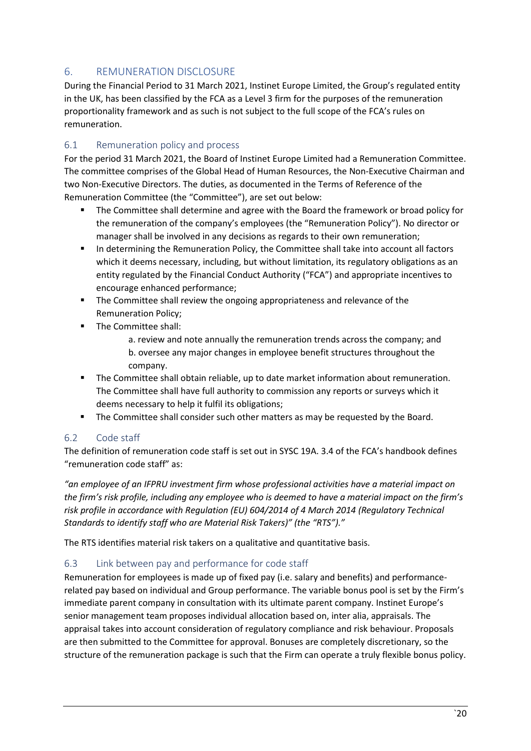## 6. REMUNERATION DISCLOSURE

During the Financial Period to 31 March 2021, Instinet Europe Limited, the Group's regulated entity in the UK, has been classified by the FCA as a Level 3 firm for the purposes of the remuneration proportionality framework and as such is not subject to the full scope of the FCA's rules on remuneration.

### 6.1 Remuneration policy and process

For the period 31 March 2021, the Board of Instinet Europe Limited had a Remuneration Committee. The committee comprises of the Global Head of Human Resources, the Non-Executive Chairman and two Non-Executive Directors. The duties, as documented in the Terms of Reference of the Remuneration Committee (the "Committee"), are set out below:

- The Committee shall determine and agree with the Board the framework or broad policy for the remuneration of the company's employees (the "Remuneration Policy"). No director or manager shall be involved in any decisions as regards to their own remuneration;
- In determining the Remuneration Policy, the Committee shall take into account all factors which it deems necessary, including, but without limitation, its regulatory obligations as an entity regulated by the Financial Conduct Authority ("FCA") and appropriate incentives to encourage enhanced performance;
- The Committee shall review the ongoing appropriateness and relevance of the Remuneration Policy;
- The Committee shall:
  - a. review and note annually the remuneration trends across the company; and
  - b. oversee any major changes in employee benefit structures throughout the company.
- The Committee shall obtain reliable, up to date market information about remuneration. The Committee shall have full authority to commission any reports or surveys which it deems necessary to help it fulfil its obligations;
- The Committee shall consider such other matters as may be requested by the Board.

### 6.2 Code staff

The definition of remuneration code staff is set out in SYSC 19A. 3.4 of the FCA's handbook defines "remuneration code staff" as:

*"an employee of an IFPRU investment firm whose professional activities have a material impact on the firm's risk profile, including any employee who is deemed to have a material impact on the firm's risk profile in accordance with Regulation (EU) 604/2014 of 4 March 2014 (Regulatory Technical Standards to identify staff who are Material Risk Takers)" (the "RTS")."*

The RTS identifies material risk takers on a qualitative and quantitative basis.

### 6.3 Link between pay and performance for code staff

Remuneration for employees is made up of fixed pay (i.e. salary and benefits) and performance-related pay based on individual and Group performance. The variable bonus pool is set by the Firm's immediate parent company in consultation with its ultimate parent company. Instinet Europe's senior management team proposes individual allocation based on, inter alia, appraisals. The appraisal takes into account consideration of regulatory compliance and risk behaviour. Proposals are then submitted to the Committee for approval. Bonuses are completely discretionary, so the structure of the remuneration package is such that the Firm can operate a truly flexible bonus policy.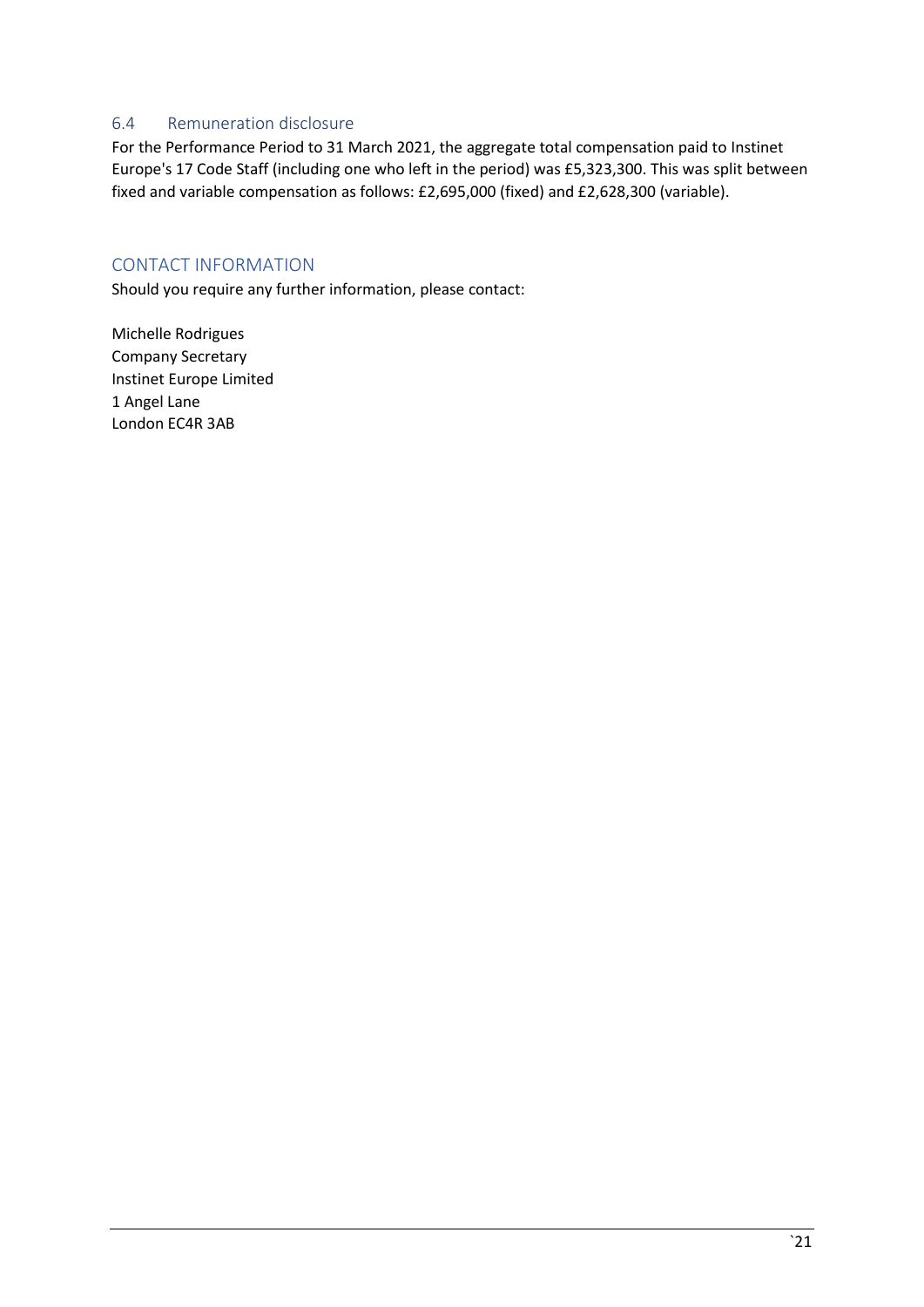### 6.4 Remuneration disclosure

For the Performance Period to 31 March 2021, the aggregate total compensation paid to Instinet Europe's 17 Code Staff (including one who left in the period) was £5,323,300. This was split between fixed and variable compensation as follows: £2,695,000 (fixed) and £2,628,300 (variable).

## CONTACT INFORMATION

Should you require any further information, please contact:

Michelle Rodrigues
Company Secretary
Instinet Europe Limited
1 Angel Lane
London EC4R 3AB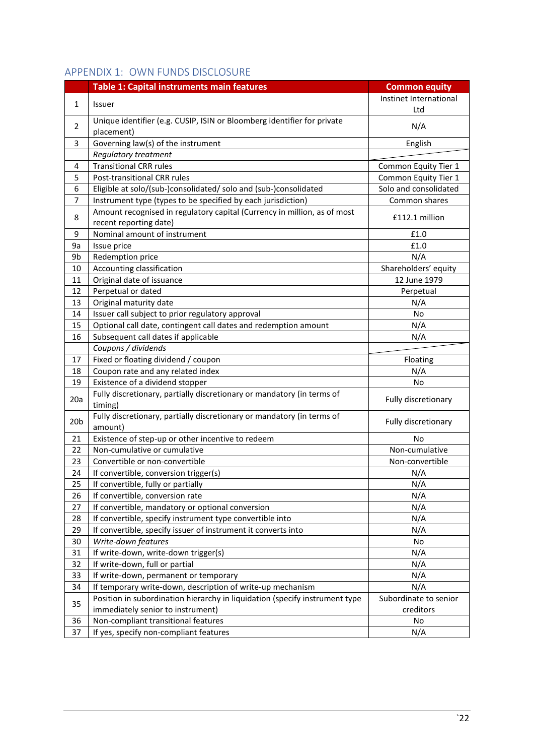## APPENDIX 1: OWN FUNDS DISCLOSURE

| | Table 1: Capital instruments main features | Common equity |
|---|---|---|
| 1 | Issuer | Instinet International Ltd |
| 2 | Unique identifier (e.g. CUSIP, ISIN or Bloomberg identifier for private placement) | N/A |
| 3 | Governing law(s) of the instrument | English |
| | *Regulatory treatment* | |
| 4 | Transitional CRR rules | Common Equity Tier 1 |
| 5 | Post-transitional CRR rules | Common Equity Tier 1 |
| 6 | Eligible at solo/(sub-)consolidated/ solo and (sub-)consolidated | Solo and consolidated |
| 7 | Instrument type (types to be specified by each jurisdiction) | Common shares |
| 8 | Amount recognised in regulatory capital (Currency in million, as of most recent reporting date) | £112.1 million |
| 9 | Nominal amount of instrument | £1.0 |
| 9a | Issue price | £1.0 |
| 9b | Redemption price | N/A |
| 10 | Accounting classification | Shareholders' equity |
| 11 | Original date of issuance | 12 June 1979 |
| 12 | Perpetual or dated | Perpetual |
| 13 | Original maturity date | N/A |
| 14 | Issuer call subject to prior regulatory approval | No |
| 15 | Optional call date, contingent call dates and redemption amount | N/A |
| 16 | Subsequent call dates if applicable | N/A |
| | *Coupons / dividends* | |
| 17 | Fixed or floating dividend / coupon | Floating |
| 18 | Coupon rate and any related index | N/A |
| 19 | Existence of a dividend stopper | No |
| 20a | Fully discretionary, partially discretionary or mandatory (in terms of timing) | Fully discretionary |
| 20b | Fully discretionary, partially discretionary or mandatory (in terms of amount) | Fully discretionary |
| 21 | Existence of step-up or other incentive to redeem | No |
| 22 | Non-cumulative or cumulative | Non-cumulative |
| 23 | Convertible or non-convertible | Non-convertible |
| 24 | If convertible, conversion trigger(s) | N/A |
| 25 | If convertible, fully or partially | N/A |
| 26 | If convertible, conversion rate | N/A |
| 27 | If convertible, mandatory or optional conversion | N/A |
| 28 | If convertible, specify instrument type convertible into | N/A |
| 29 | If convertible, specify issuer of instrument it converts into | N/A |
| 30 | *Write-down features* | No |
| 31 | If write-down, write-down trigger(s) | N/A |
| 32 | If write-down, full or partial | N/A |
| 33 | If write-down, permanent or temporary | N/A |
| 34 | If temporary write-down, description of write-up mechanism | N/A |
| 35 | Position in subordination hierarchy in liquidation (specify instrument type immediately senior to instrument) | Subordinate to senior creditors |
| 36 | Non-compliant transitional features | No |
| 37 | If yes, specify non-compliant features | N/A |